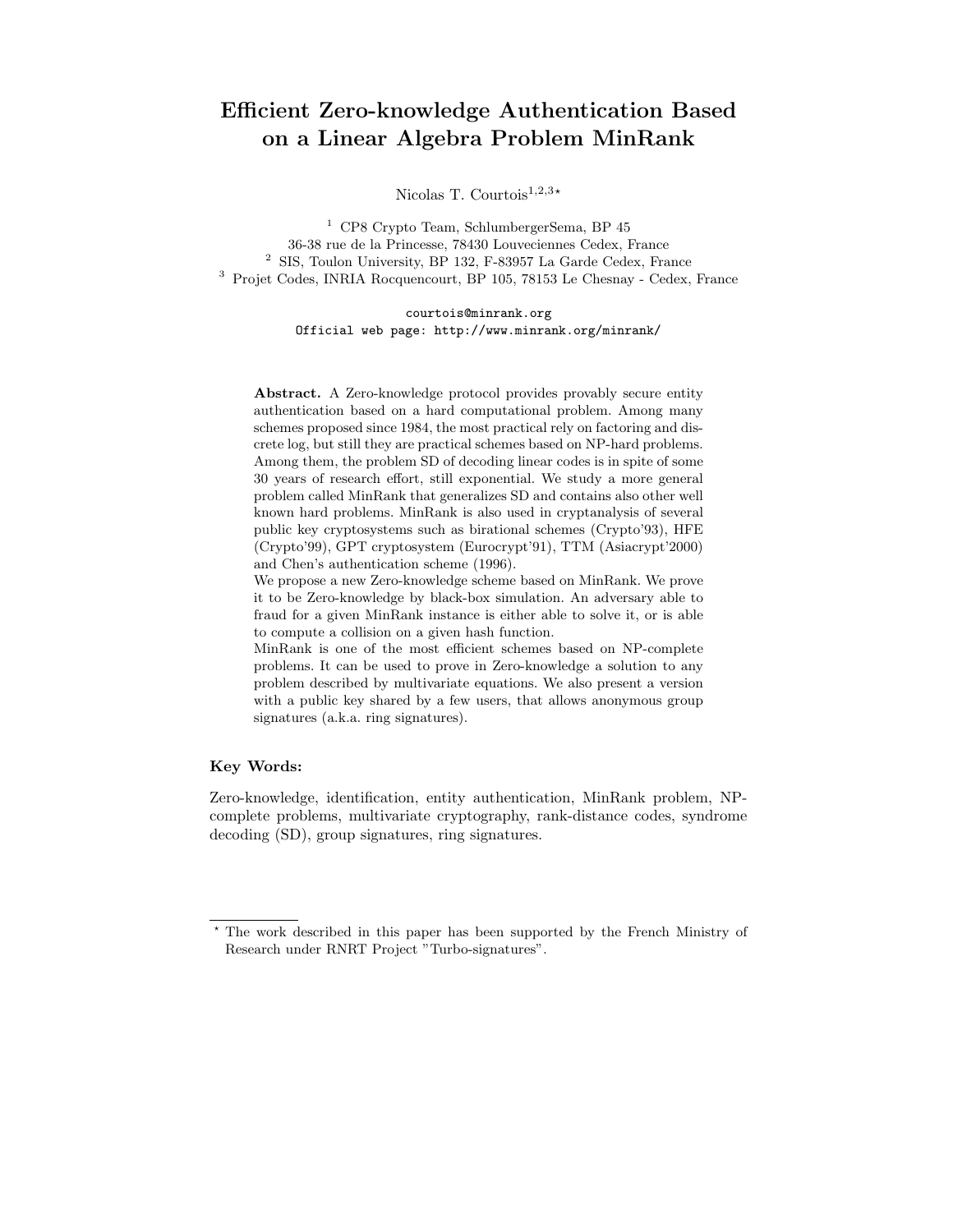# Efficient Zero-knowledge Authentication Based on a Linear Algebra Problem MinRank

Nicolas T. Courtois[1,2,3,⋆]

[1] CP8 Crypto Team, SchlumbergerSema, BP 45
36-38 rue de la Princesse, 78430 Louveciennes Cedex, France
[2] SIS, Toulon University, BP 132, F-83957 La Garde Cedex, France
[3] Projet Codes, INRIA Rocquencourt, BP 105, 78153 Le Chesnay - Cedex, France

courtois@minrank.org
Official web page: http://www.minrank.org/minrank/

**Abstract.** A Zero-knowledge protocol provides provably secure entity authentication based on a hard computational problem. Among many schemes proposed since 1984, the most practical rely on factoring and discrete log, but still they are practical schemes based on NP-hard problems. Among them, the problem SD of decoding linear codes is in spite of some 30 years of research effort, still exponential. We study a more general problem called MinRank that generalizes SD and contains also other well known hard problems. MinRank is also used in cryptanalysis of several public key cryptosystems such as birational schemes (Crypto'93), HFE (Crypto'99), GPT cryptosystem (Eurocrypt'91), TTM (Asiacrypt'2000) and Chen's authentication scheme (1996).
We propose a new Zero-knowledge scheme based on MinRank. We prove it to be Zero-knowledge by black-box simulation. An adversary able to fraud for a given MinRank instance is either able to solve it, or is able to compute a collision on a given hash function.
MinRank is one of the most efficient schemes based on NP-complete problems. It can be used to prove in Zero-knowledge a solution to any problem described by multivariate equations. We also present a version with a public key shared by a few users, that allows anonymous group signatures (a.k.a. ring signatures).

**Key Words:**

Zero-knowledge, identification, entity authentication, MinRank problem, NP-complete problems, multivariate cryptography, rank-distance codes, syndrome decoding (SD), group signatures, ring signatures.

⋆ The work described in this paper has been supported by the French Ministry of Research under RNRT Project "Turbo-signatures".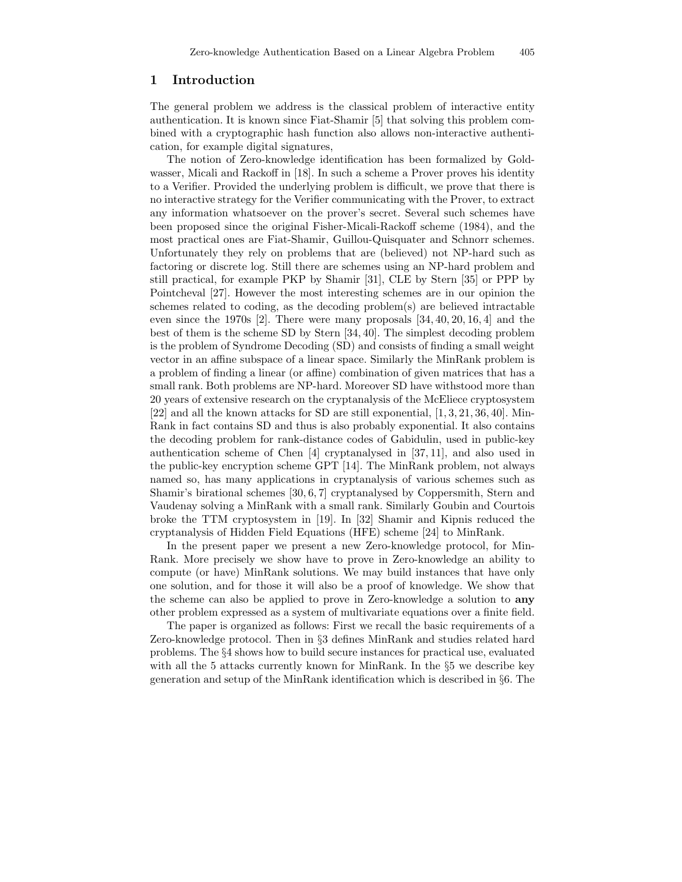## 1 Introduction

The general problem we address is the classical problem of interactive entity authentication. It is known since Fiat-Shamir [5] that solving this problem combined with a cryptographic hash function also allows non-interactive authentication, for example digital signatures,

The notion of Zero-knowledge identification has been formalized by Goldwasser, Micali and Rackoff in [18]. In such a scheme a Prover proves his identity to a Verifier. Provided the underlying problem is difficult, we prove that there is no interactive strategy for the Verifier communicating with the Prover, to extract any information whatsoever on the prover's secret. Several such schemes have been proposed since the original Fisher-Micali-Rackoff scheme (1984), and the most practical ones are Fiat-Shamir, Guillou-Quisquater and Schnorr schemes. Unfortunately they rely on problems that are (believed) not NP-hard such as factoring or discrete log. Still there are schemes using an NP-hard problem and still practical, for example PKP by Shamir [31], CLE by Stern [35] or PPP by Pointcheval [27]. However the most interesting schemes are in our opinion the schemes related to coding, as the decoding problem(s) are believed intractable even since the 1970s [2]. There were many proposals [34, 40, 20, 16, 4] and the best of them is the scheme SD by Stern [34, 40]. The simplest decoding problem is the problem of Syndrome Decoding (SD) and consists of finding a small weight vector in an affine subspace of a linear space. Similarly the MinRank problem is a problem of finding a linear (or affine) combination of given matrices that has a small rank. Both problems are NP-hard. Moreover SD have withstood more than 20 years of extensive research on the cryptanalysis of the McEliece cryptosystem [22] and all the known attacks for SD are still exponential, [1, 3, 21, 36, 40]. MinRank in fact contains SD and thus is also probably exponential. It also contains the decoding problem for rank-distance codes of Gabidulin, used in public-key authentication scheme of Chen [4] cryptanalysed in [37, 11], and also used in the public-key encryption scheme GPT [14]. The MinRank problem, not always named so, has many applications in cryptanalysis of various schemes such as Shamir's birational schemes [30, 6, 7] cryptanalysed by Coppersmith, Stern and Vaudenay solving a MinRank with a small rank. Similarly Goubin and Courtois broke the TTM cryptosystem in [19]. In [32] Shamir and Kipnis reduced the cryptanalysis of Hidden Field Equations (HFE) scheme [24] to MinRank.

In the present paper we present a new Zero-knowledge protocol, for MinRank. More precisely we show have to prove in Zero-knowledge an ability to compute (or have) MinRank solutions. We may build instances that have only one solution, and for those it will also be a proof of knowledge. We show that the scheme can also be applied to prove in Zero-knowledge a solution to **any** other problem expressed as a system of multivariate equations over a finite field.

The paper is organized as follows: First we recall the basic requirements of a Zero-knowledge protocol. Then in §3 defines MinRank and studies related hard problems. The §4 shows how to build secure instances for practical use, evaluated with all the 5 attacks currently known for MinRank. In the §5 we describe key generation and setup of the MinRank identification which is described in §6. The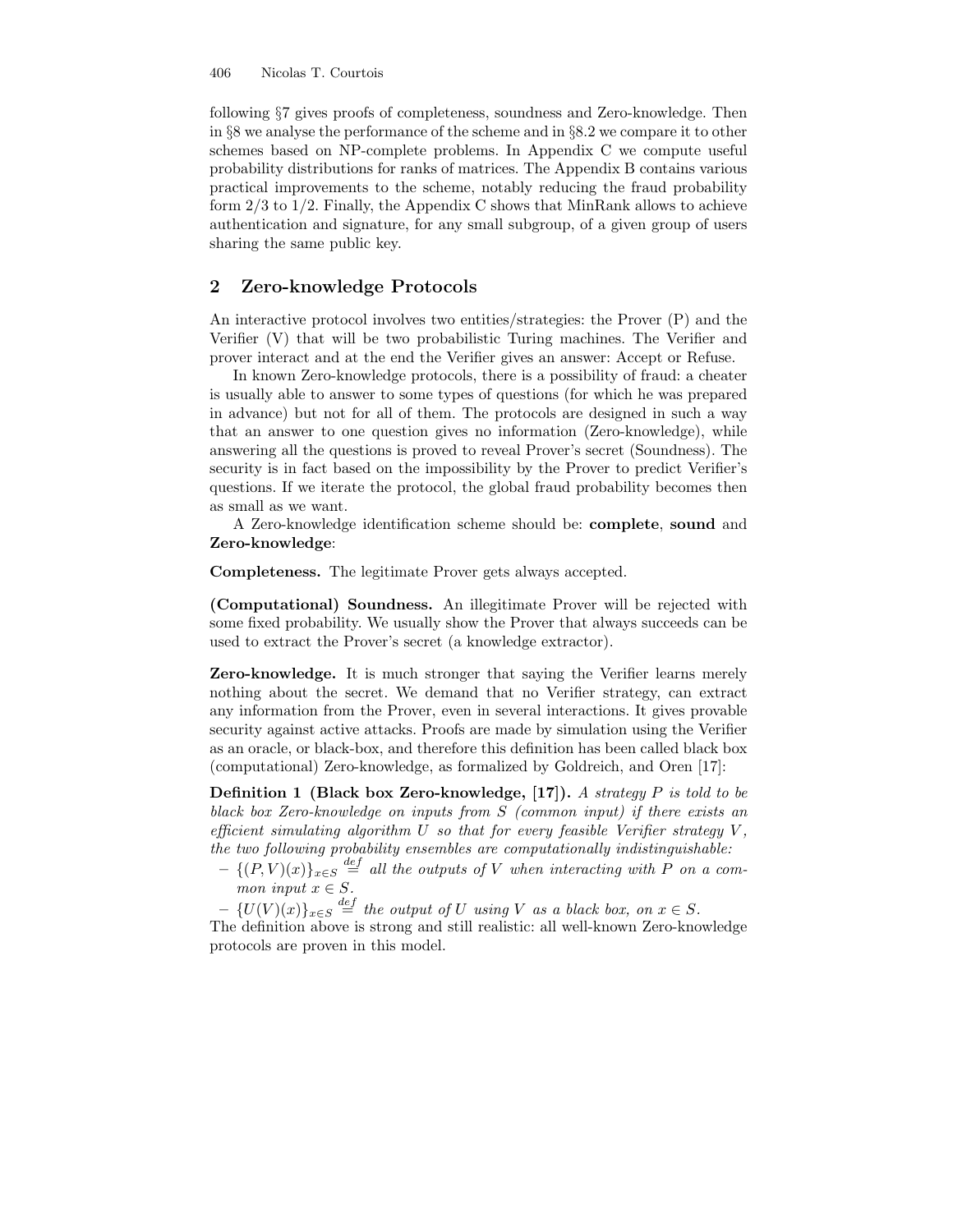following §7 gives proofs of completeness, soundness and Zero-knowledge. Then in §8 we analyse the performance of the scheme and in §8.2 we compare it to other schemes based on NP-complete problems. In Appendix C we compute useful probability distributions for ranks of matrices. The Appendix B contains various practical improvements to the scheme, notably reducing the fraud probability form 2/3 to 1/2. Finally, the Appendix C shows that MinRank allows to achieve authentication and signature, for any small subgroup, of a given group of users sharing the same public key.

## 2 Zero-knowledge Protocols

An interactive protocol involves two entities/strategies: the Prover (P) and the Verifier (V) that will be two probabilistic Turing machines. The Verifier and prover interact and at the end the Verifier gives an answer: Accept or Refuse.

In known Zero-knowledge protocols, there is a possibility of fraud: a cheater is usually able to answer to some types of questions (for which he was prepared in advance) but not for all of them. The protocols are designed in such a way that an answer to one question gives no information (Zero-knowledge), while answering all the questions is proved to reveal Prover's secret (Soundness). The security is in fact based on the impossibility by the Prover to predict Verifier's questions. If we iterate the protocol, the global fraud probability becomes then as small as we want.

A Zero-knowledge identification scheme should be: **complete**, **sound** and **Zero-knowledge**:

**Completeness.** The legitimate Prover gets always accepted.

**(Computational) Soundness.** An illegitimate Prover will be rejected with some fixed probability. We usually show the Prover that always succeeds can be used to extract the Prover's secret (a knowledge extractor).

**Zero-knowledge.** It is much stronger that saying the Verifier learns merely nothing about the secret. We demand that no Verifier strategy, can extract any information from the Prover, even in several interactions. It gives provable security against active attacks. Proofs are made by simulation using the Verifier as an oracle, or black-box, and therefore this definition has been called black box (computational) Zero-knowledge, as formalized by Goldreich, and Oren [17]:

**Definition 1 (Black box Zero-knowledge, [17]).** *A strategy $P$ is told to be black box Zero-knowledge on inputs from $S$ (common input) if there exists an efficient simulating algorithm $U$ so that for every feasible Verifier strategy $V$, the two following probability ensembles are computationally indistinguishable:*

- $\{(P, V)(x)\}_{x \in S} \stackrel{def}{=}$ *all the outputs of $V$ when interacting with $P$ on a common input $x \in S$.*
- $\{U(V)(x)\}_{x \in S} \stackrel{def}{=}$ *the output of $U$ using $V$ as a black box, on $x \in S$.*

The definition above is strong and still realistic: all well-known Zero-knowledge protocols are proven in this model.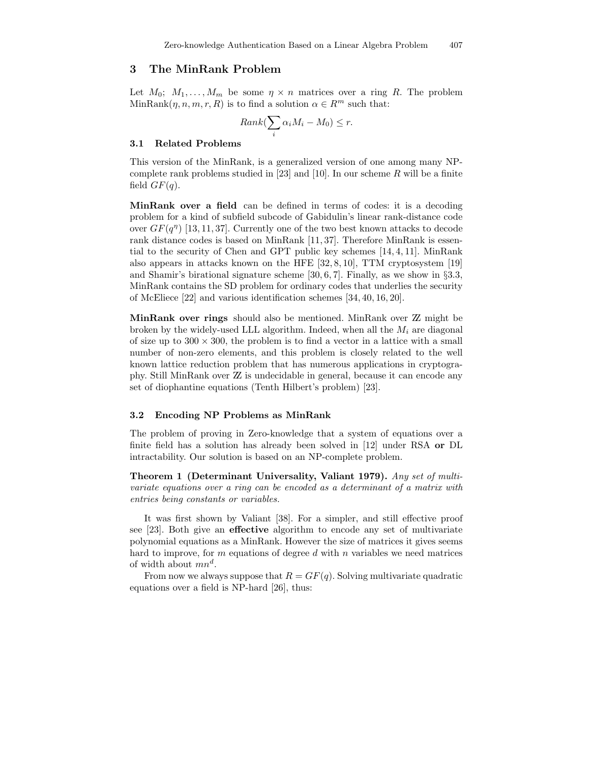## 3 The MinRank Problem

Let $M_0;\ M_1, \ldots, M_m$ be some $\eta \times n$ matrices over a ring $R$. The problem MinRank$(\eta, n, m, r, R)$ is to find a solution $\alpha \in R^m$ such that:

$$Rank(\sum_i \alpha_i M_i - M_0) \leq r.$$

### 3.1 Related Problems

This version of the MinRank, is a generalized version of one among many NP-complete rank problems studied in [23] and [10]. In our scheme $R$ will be a finite field $GF(q)$.

**MinRank over a field** can be defined in terms of codes: it is a decoding problem for a kind of subfield subcode of Gabidulin's linear rank-distance code over $GF(q^\eta)$ [13, 11, 37]. Currently one of the two best known attacks to decode rank distance codes is based on MinRank [11, 37]. Therefore MinRank is essential to the security of Chen and GPT public key schemes [14, 4, 11]. MinRank also appears in attacks known on the HFE [32, 8, 10], TTM cryptosystem [19] and Shamir's birational signature scheme [30, 6, 7]. Finally, as we show in §3.3, MinRank contains the SD problem for ordinary codes that underlies the security of McEliece [22] and various identification schemes [34, 40, 16, 20].

**MinRank over rings** should also be mentioned. MinRank over $\mathbb{Z}$ might be broken by the widely-used LLL algorithm. Indeed, when all the $M_i$ are diagonal of size up to $300 \times 300$, the problem is to find a vector in a lattice with a small number of non-zero elements, and this problem is closely related to the well known lattice reduction problem that has numerous applications in cryptography. Still MinRank over $\mathbb{Z}$ is undecidable in general, because it can encode any set of diophantine equations (Tenth Hilbert's problem) [23].

### 3.2 Encoding NP Problems as MinRank

The problem of proving in Zero-knowledge that a system of equations over a finite field has a solution has already been solved in [12] under RSA **or** DL intractability. Our solution is based on an NP-complete problem.

**Theorem 1 (Determinant Universality, Valiant 1979).** *Any set of multivariate equations over a ring can be encoded as a determinant of a matrix with entries being constants or variables.*

It was first shown by Valiant [38]. For a simpler, and still effective proof see [23]. Both give an **effective** algorithm to encode any set of multivariate polynomial equations as a MinRank. However the size of matrices it gives seems hard to improve, for $m$ equations of degree $d$ with $n$ variables we need matrices of width about $mn^d$.

From now we always suppose that $R = GF(q)$. Solving multivariate quadratic equations over a field is NP-hard [26], thus: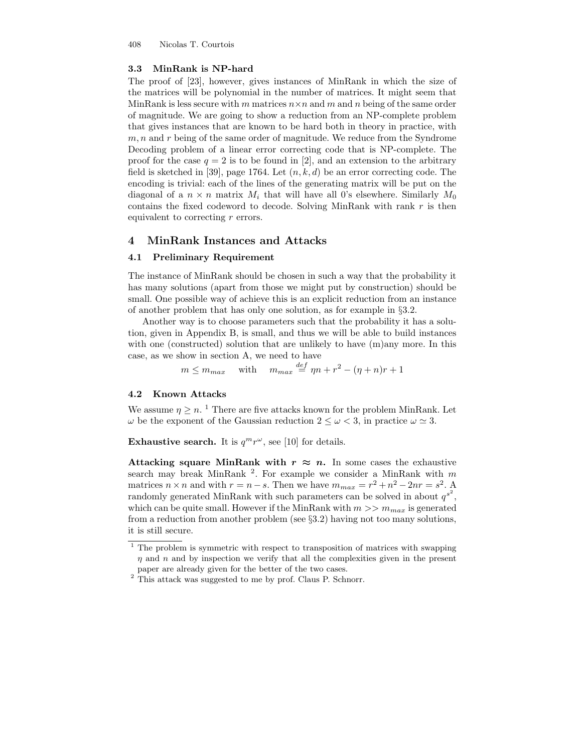### 3.3 MinRank is NP-hard

The proof of [23], however, gives instances of MinRank in which the size of the matrices will be polynomial in the number of matrices. It might seem that MinRank is less secure with $m$ matrices $n \times n$ and $m$ and $n$ being of the same order of magnitude. We are going to show a reduction from an NP-complete problem that gives instances that are known to be hard both in theory in practice, with $m, n$ and $r$ being of the same order of magnitude. We reduce from the Syndrome Decoding problem of a linear error correcting code that is NP-complete. The proof for the case $q = 2$ is to be found in [2], and an extension to the arbitrary field is sketched in [39], page 1764. Let $(n, k, d)$ be an error correcting code. The encoding is trivial: each of the lines of the generating matrix will be put on the diagonal of a $n \times n$ matrix $M_i$ that will have all 0's elsewhere. Similarly $M_0$ contains the fixed codeword to decode. Solving MinRank with rank $r$ is then equivalent to correcting $r$ errors.

## 4 MinRank Instances and Attacks

### 4.1 Preliminary Requirement

The instance of MinRank should be chosen in such a way that the probability it has many solutions (apart from those we might put by construction) should be small. One possible way of achieve this is an explicit reduction from an instance of another problem that has only one solution, as for example in §3.2.

Another way is to choose parameters such that the probability it has a solution, given in Appendix B, is small, and thus we will be able to build instances with one (constructed) solution that are unlikely to have (m)any more. In this case, as we show in section A, we need to have

$$m \leq m_{max} \quad \text{with} \quad m_{max} \stackrel{def}{=} \eta n + r^2 - (\eta + n)r + 1$$

### 4.2 Known Attacks

We assume $\eta \geq n$. [1] There are five attacks known for the problem MinRank. Let $\omega$ be the exponent of the Gaussian reduction $2 \leq \omega < 3$, in practice $\omega \simeq 3$.

**Exhaustive search.** It is $q^m r^\omega$, see [10] for details.

**Attacking square MinRank with $r \approx n$.** In some cases the exhaustive search may break MinRank [2]. For example we consider a MinRank with $m$ matrices $n \times n$ and with $r = n - s$. Then we have $m_{max} = r^2 + n^2 - 2nr = s^2$. A randomly generated MinRank with such parameters can be solved in about $q^{s^2}$, which can be quite small. However if the MinRank with $m >> m_{max}$ is generated from a reduction from another problem (see §3.2) having not too many solutions, it is still secure.

---

[1] The problem is symmetric with respect to transposition of matrices with swapping $\eta$ and $n$ and by inspection we verify that all the complexities given in the present paper are already given for the better of the two cases.

[2] This attack was suggested to me by prof. Claus P. Schnorr.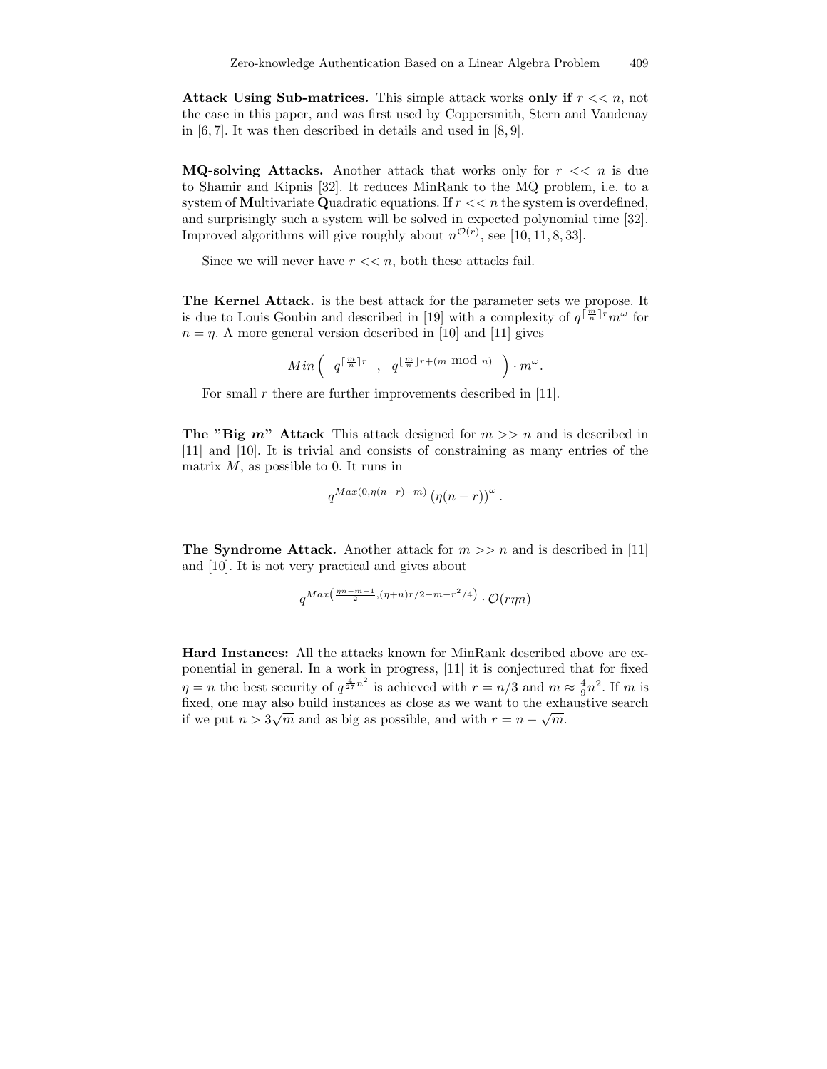**Attack Using Sub-matrices.** This simple attack works **only if** $r << n$, not the case in this paper, and was first used by Coppersmith, Stern and Vaudenay in [6, 7]. It was then described in details and used in [8, 9].

**MQ-solving Attacks.** Another attack that works only for $r << n$ is due to Shamir and Kipnis [32]. It reduces MinRank to the MQ problem, i.e. to a system of **M**ultivariate **Q**uadratic equations. If $r << n$ the system is overdefined, and surprisingly such a system will be solved in expected polynomial time [32]. Improved algorithms will give roughly about $n^{\mathcal{O}(r)}$, see [10, 11, 8, 33].

Since we will never have $r << n$, both these attacks fail.

**The Kernel Attack.** is the best attack for the parameter sets we propose. It is due to Louis Goubin and described in [19] with a complexity of $q^{\lceil \frac{m}{n} \rceil r} m^{\omega}$ for $n = \eta$. A more general version described in [10] and [11] gives

$$Min\left( \;\; q^{\lceil \frac{m}{n} \rceil r} \;\; , \;\; q^{\lfloor \frac{m}{n} \rfloor r + (m \bmod n)} \;\; \right) \cdot m^{\omega}.$$

For small $r$ there are further improvements described in [11].

**The "Big *m*" Attack** This attack designed for $m >> n$ and is described in [11] and [10]. It is trivial and consists of constraining as many entries of the matrix $M$, as possible to 0. It runs in

$$q^{Max(0, \eta(n-r)-m)} \left(\eta(n-r)\right)^{\omega}.$$

**The Syndrome Attack.** Another attack for $m >> n$ and is described in [11] and [10]. It is not very practical and gives about

$$q^{Max\left(\frac{\eta n - m - 1}{2}, (\eta+n)r/2 - m - r^2/4\right)} \cdot \mathcal{O}(r\eta n)$$

**Hard Instances:** All the attacks known for MinRank described above are exponential in general. In a work in progress, [11] it is conjectured that for fixed $\eta = n$ the best security of $q^{\frac{4}{27}n^2}$ is achieved with $r = n/3$ and $m \approx \frac{4}{9}n^2$. If $m$ is fixed, one may also build instances as close as we want to the exhaustive search if we put $n > 3\sqrt{m}$ and as big as possible, and with $r = n - \sqrt{m}$.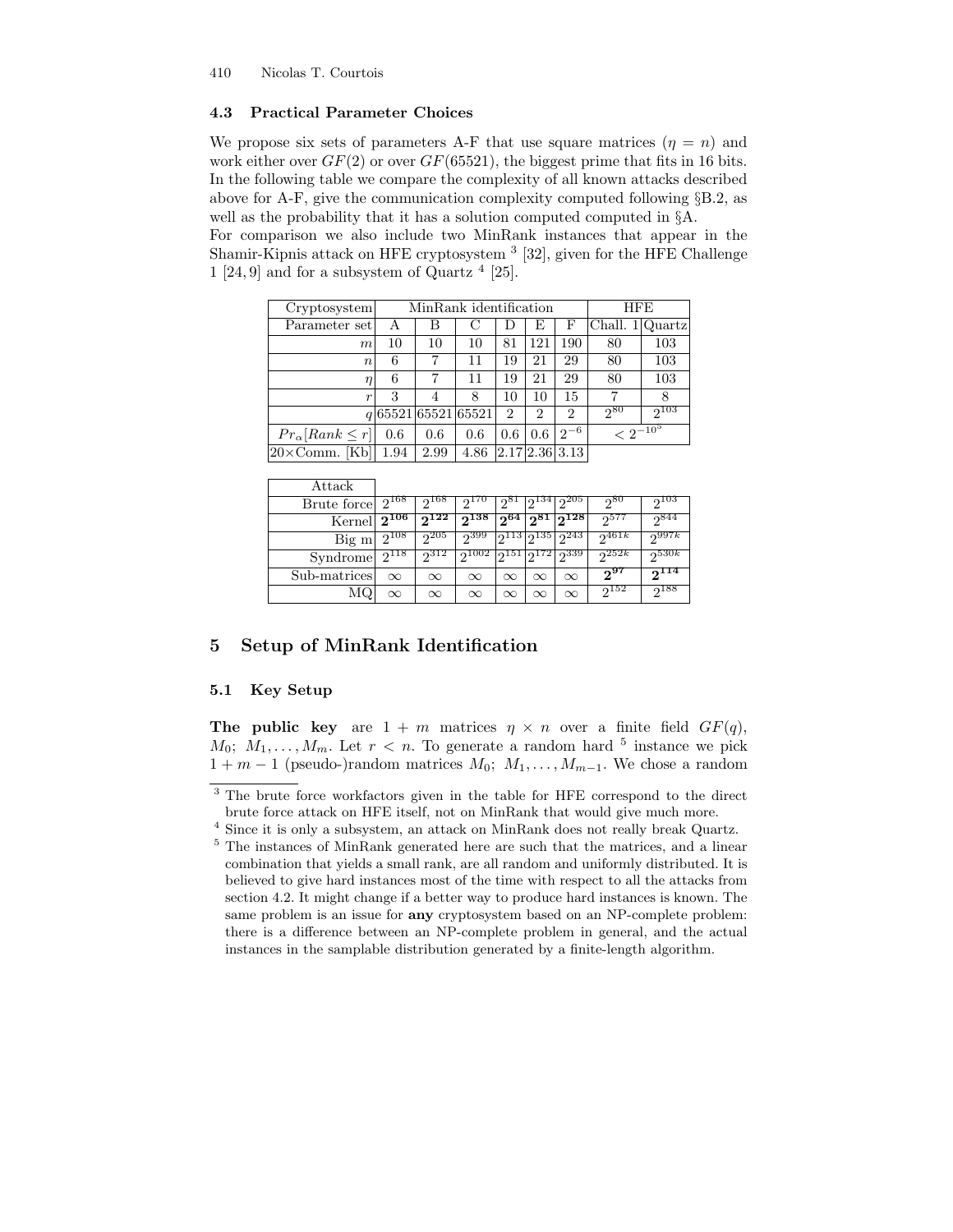### 4.3 Practical Parameter Choices

We propose six sets of parameters A-F that use square matrices ($\eta = n$) and work either over $GF(2)$ or over $GF(65521)$, the biggest prime that fits in 16 bits. In the following table we compare the complexity of all known attacks described above for A-F, give the communication complexity computed following §B.2, as well as the probability that it has a solution computed computed in §A.

For comparison we also include two MinRank instances that appear in the Shamir-Kipnis attack on HFE cryptosystem [3] [32], given for the HFE Challenge 1 [24, 9] and for a subsystem of Quartz [4] [25].

| Cryptosystem | MinRank identification | | | | | | HFE | |
|---|---|---|---|---|---|---|---|---|
| Parameter set | A | B | C | D | E | F | Chall. 1 | Quartz |
| $m$ | 10 | 10 | 10 | 81 | 121 | 190 | 80 | 103 |
| $n$ | 6 | 7 | 11 | 19 | 21 | 29 | 80 | 103 |
| $\eta$ | 6 | 7 | 11 | 19 | 21 | 29 | 80 | 103 |
| $r$ | 3 | 4 | 8 | 10 | 10 | 15 | 7 | 8 |
| $q$ | 65521 | 65521 | 65521 | 2 | 2 | 2 | $2^{80}$ | $2^{103}$ |
| $Pr_\alpha[Rank \leq r]$ | 0.6 | 0.6 | 0.6 | 0.6 | 0.6 | $2^{-6}$ | $< 2^{-10^5}$ | |
| $20\times$Comm. [Kb] | 1.94 | 2.99 | 4.86 | 2.17 | 2.36 | 3.13 | | |

| Attack | A | B | C | D | E | F | Chall. 1 | Quartz |
|---|---|---|---|---|---|---|---|---|
| Brute force | $2^{168}$ | $2^{168}$ | $2^{170}$ | $2^{81}$ | $2^{134}$ | $2^{205}$ | $2^{80}$ | $2^{103}$ |
| Kernel | $\mathbf{2^{106}}$ | $\mathbf{2^{122}}$ | $\mathbf{2^{138}}$ | $\mathbf{2^{64}}$ | $\mathbf{2^{81}}$ | $\mathbf{2^{128}}$ | $2^{577}$ | $2^{844}$ |
| Big m | $2^{108}$ | $2^{205}$ | $2^{399}$ | $2^{113}$ | $2^{135}$ | $2^{243}$ | $2^{461k}$ | $2^{997k}$ |
| Syndrome | $2^{118}$ | $2^{312}$ | $2^{1002}$ | $2^{151}$ | $2^{172}$ | $2^{339}$ | $2^{252k}$ | $2^{530k}$ |
| Sub-matrices | $\infty$ | $\infty$ | $\infty$ | $\infty$ | $\infty$ | $\infty$ | $\mathbf{2^{97}}$ | $\mathbf{2^{114}}$ |
| MQ | $\infty$ | $\infty$ | $\infty$ | $\infty$ | $\infty$ | $\infty$ | $2^{152}$ | $2^{188}$ |

## 5 Setup of MinRank Identification

### 5.1 Key Setup

**The public key** are $1 + m$ matrices $\eta \times n$ over a finite field $GF(q)$, $M_0;\ M_1, \ldots, M_m$. Let $r < n$. To generate a random hard [5] instance we pick $1 + m - 1$ (pseudo-)random matrices $M_0;\ M_1, \ldots, M_{m-1}$. We chose a random

[3] The brute force workfactors given in the table for HFE correspond to the direct brute force attack on HFE itself, not on MinRank that would give much more.

[4] Since it is only a subsystem, an attack on MinRank does not really break Quartz.

[5] The instances of MinRank generated here are such that the matrices, and a linear combination that yields a small rank, are all random and uniformly distributed. It is believed to give hard instances most of the time with respect to all the attacks from section 4.2. It might change if a better way to produce hard instances is known. The same problem is an issue for **any** cryptosystem based on an NP-complete problem: there is a difference between an NP-complete problem in general, and the actual instances in the samplable distribution generated by a finite-length algorithm.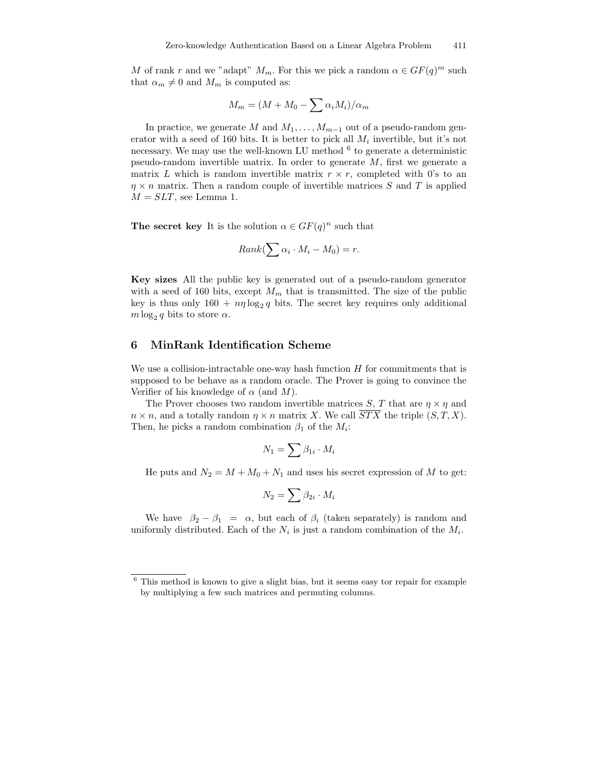$M$ of rank $r$ and we "adapt" $M_m$. For this we pick a random $\alpha \in GF(q)^m$ such that $\alpha_m \neq 0$ and $M_m$ is computed as:

$$M_m = (M + M_0 - \sum \alpha_i M_i)/\alpha_m$$

In practice, we generate $M$ and $M_1, \ldots, M_{m-1}$ out of a pseudo-random generator with a seed of 160 bits. It is better to pick all $M_i$ invertible, but it's not necessary. We may use the well-known LU method [6] to generate a deterministic pseudo-random invertible matrix. In order to generate $M$, first we generate a matrix $L$ which is random invertible matrix $r \times r$, completed with 0's to an $\eta \times n$ matrix. Then a random couple of invertible matrices $S$ and $T$ is applied $M = SLT$, see Lemma 1.

**The secret key** It is the solution $\alpha \in GF(q)^n$ such that

$$Rank(\sum \alpha_i \cdot M_i - M_0) = r.$$

**Key sizes** All the public key is generated out of a pseudo-random generator with a seed of 160 bits, except $M_m$ that is transmitted. The size of the public key is thus only $160 + n\eta \log_2 q$ bits. The secret key requires only additional $m \log_2 q$ bits to store $\alpha$.

## 6 MinRank Identification Scheme

We use a collision-intractable one-way hash function $H$ for commitments that is supposed to be behave as a random oracle. The Prover is going to convince the Verifier of his knowledge of $\alpha$ (and $M$).

The Prover chooses two random invertible matrices $S, T$ that are $\eta \times \eta$ and $n \times n$, and a totally random $\eta \times n$ matrix $X$. We call $\overline{STX}$ the triple $(S, T, X)$. Then, he picks a random combination $\beta_1$ of the $M_i$:

$$N_1 = \sum \beta_{1i} \cdot M_i$$

He puts and $N_2 = M + M_0 + N_1$ and uses his secret expression of $M$ to get:

$$N_2 = \sum \beta_{2i} \cdot M_i$$

We have $\beta_2 - \beta_1 = \alpha$, but each of $\beta_i$ (taken separately) is random and uniformly distributed. Each of the $N_i$ is just a random combination of the $M_i$.

[6] This method is known to give a slight bias, but it seems easy tor repair for example by multiplying a few such matrices and permuting columns.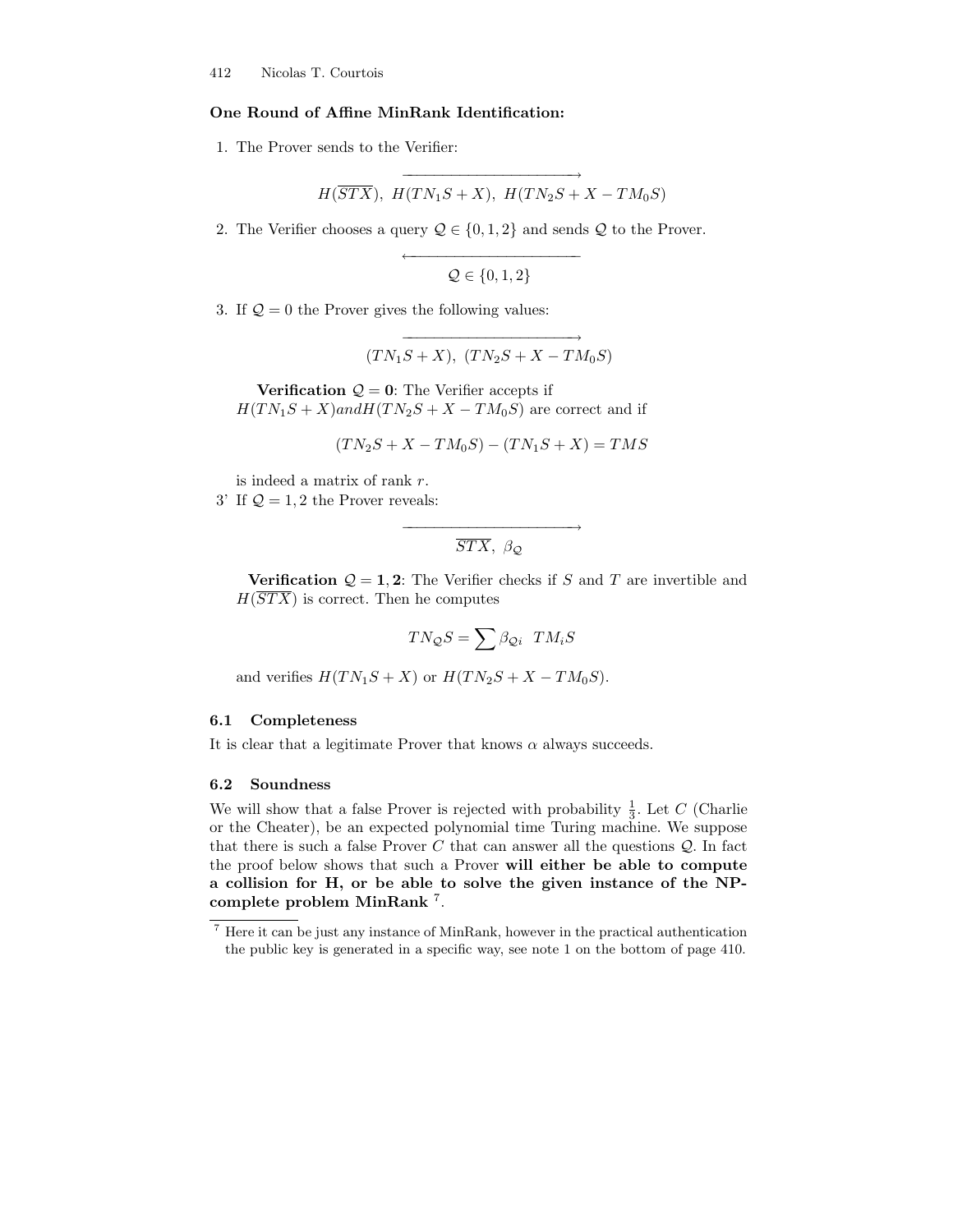**One Round of Affine MinRank Identification:**

1. The Prover sends to the Verifier:

$$\xrightarrow{\hspace{4cm}}$$
$$H(\overline{STX}),\ H(TN_1S+X),\ H(TN_2S+X-TM_0S)$$

2. The Verifier chooses a query $\mathcal{Q} \in \{0,1,2\}$ and sends $\mathcal{Q}$ to the Prover.

$$\xleftarrow{\hspace{4cm}}$$
$$\mathcal{Q} \in \{0,1,2\}$$

3. If $\mathcal{Q} = 0$ the Prover gives the following values:

$$\xrightarrow{\hspace{4cm}}$$
$$(TN_1S+X),\ (TN_2S+X-TM_0S)$$

   **Verification $\mathcal{Q} = 0$**: The Verifier accepts if $H(TN_1S+X) and H(TN_2S+X-TM_0S)$ are correct and if

$$(TN_2S+X-TM_0S)-(TN_1S+X) = TMS$$

   is indeed a matrix of rank $r$.

3' If $\mathcal{Q} = 1,2$ the Prover reveals:

$$\xrightarrow{\hspace{4cm}}$$
$$\overline{STX},\ \beta_{\mathcal{Q}}$$

   **Verification $\mathcal{Q} = 1,2$**: The Verifier checks if $S$ and $T$ are invertible and $H(\overline{STX})$ is correct. Then he computes

$$TN_{\mathcal{Q}}S = \sum \beta_{\mathcal{Q}i}\ \ TM_iS$$

   and verifies $H(TN_1S+X)$ or $H(TN_2S+X-TM_0S)$.

### 6.1 Completeness

It is clear that a legitimate Prover that knows $\alpha$ always succeeds.

### 6.2 Soundness

We will show that a false Prover is rejected with probability $\frac{1}{3}$. Let $C$ (Charlie or the Cheater), be an expected polynomial time Turing machine. We suppose that there is such a false Prover $C$ that can answer all the questions $\mathcal{Q}$. In fact the proof below shows that such a Prover **will either be able to compute a collision for H, or be able to solve the given instance of the NP-complete problem MinRank** [7].

[7] Here it can be just any instance of MinRank, however in the practical authentication the public key is generated in a specific way, see note 1 on the bottom of page 410.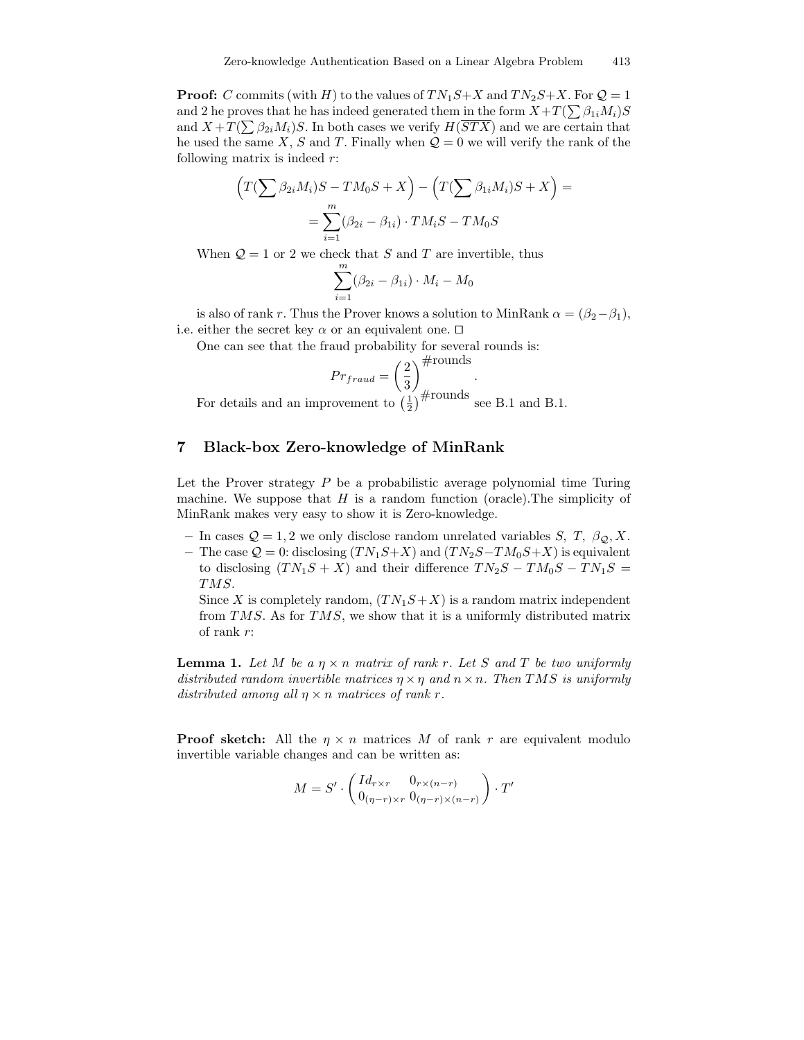**Proof:** $C$ commits (with $H$) to the values of $TN_1S+X$ and $TN_2S+X$. For $\mathcal{Q}=1$ and 2 he proves that he has indeed generated them in the form $\overline{X+T(\sum \beta_{1i}M_i)S}$ and $X+T(\sum \beta_{2i}M_i)S$. In both cases we verify $H(\overline{STX})$ and we are certain that he used the same $X$, $S$ and $T$. Finally when $\mathcal{Q}=0$ we will verify the rank of the following matrix is indeed $r$:

$$\Big(T(\sum \beta_{2i}M_i)S - TM_0S + X\Big) - \Big(T(\sum \beta_{1i}M_i)S + X\Big) =$$
$$= \sum_{i=1}^{m} (\beta_{2i} - \beta_{1i}) \cdot TM_iS - TM_0S$$

When $\mathcal{Q}=1$ or 2 we check that $S$ and $T$ are invertible, thus

$$\sum_{i=1}^{m} (\beta_{2i} - \beta_{1i}) \cdot M_i - M_0$$

is also of rank $r$. Thus the Prover knows a solution to MinRank $\alpha = (\beta_2 - \beta_1)$, i.e. either the secret key $\alpha$ or an equivalent one. □

One can see that the fraud probability for several rounds is:

$$Pr_{fraud} = \left(\frac{2}{3}\right)^{\#\text{rounds}}.$$

For details and an improvement to $\left(\frac{1}{2}\right)^{\#\text{rounds}}$ see B.1 and B.1.

## 7 Black-box Zero-knowledge of MinRank

Let the Prover strategy $P$ be a probabilistic average polynomial time Turing machine. We suppose that $H$ is a random function (oracle).The simplicity of MinRank makes very easy to show it is Zero-knowledge.

- In cases $\mathcal{Q}=1,2$ we only disclose random unrelated variables $S$, $T$, $\beta_{\mathcal{Q}}, X$.
- The case $\mathcal{Q}=0$: disclosing $(TN_1S+X)$ and $(TN_2S-TM_0S+X)$ is equivalent to disclosing $(TN_1S+X)$ and their difference $TN_2S - TM_0S - TN_1S = TMS$.

  Since $X$ is completely random, $(TN_1S+X)$ is a random matrix independent from $TMS$. As for $TMS$, we show that it is a uniformly distributed matrix of rank $r$:

**Lemma 1.** *Let $M$ be a $\eta \times n$ matrix of rank $r$. Let $S$ and $T$ be two uniformly distributed random invertible matrices $\eta \times \eta$ and $n \times n$. Then $TMS$ is uniformly distributed among all $\eta \times n$ matrices of rank $r$.*

**Proof sketch:** All the $\eta \times n$ matrices $M$ of rank $r$ are equivalent modulo invertible variable changes and can be written as:

$$M = S' \cdot \begin{pmatrix} Id_{r\times r} & 0_{r\times(n-r)} \\ 0_{(\eta-r)\times r} & 0_{(\eta-r)\times(n-r)} \end{pmatrix} \cdot T'$$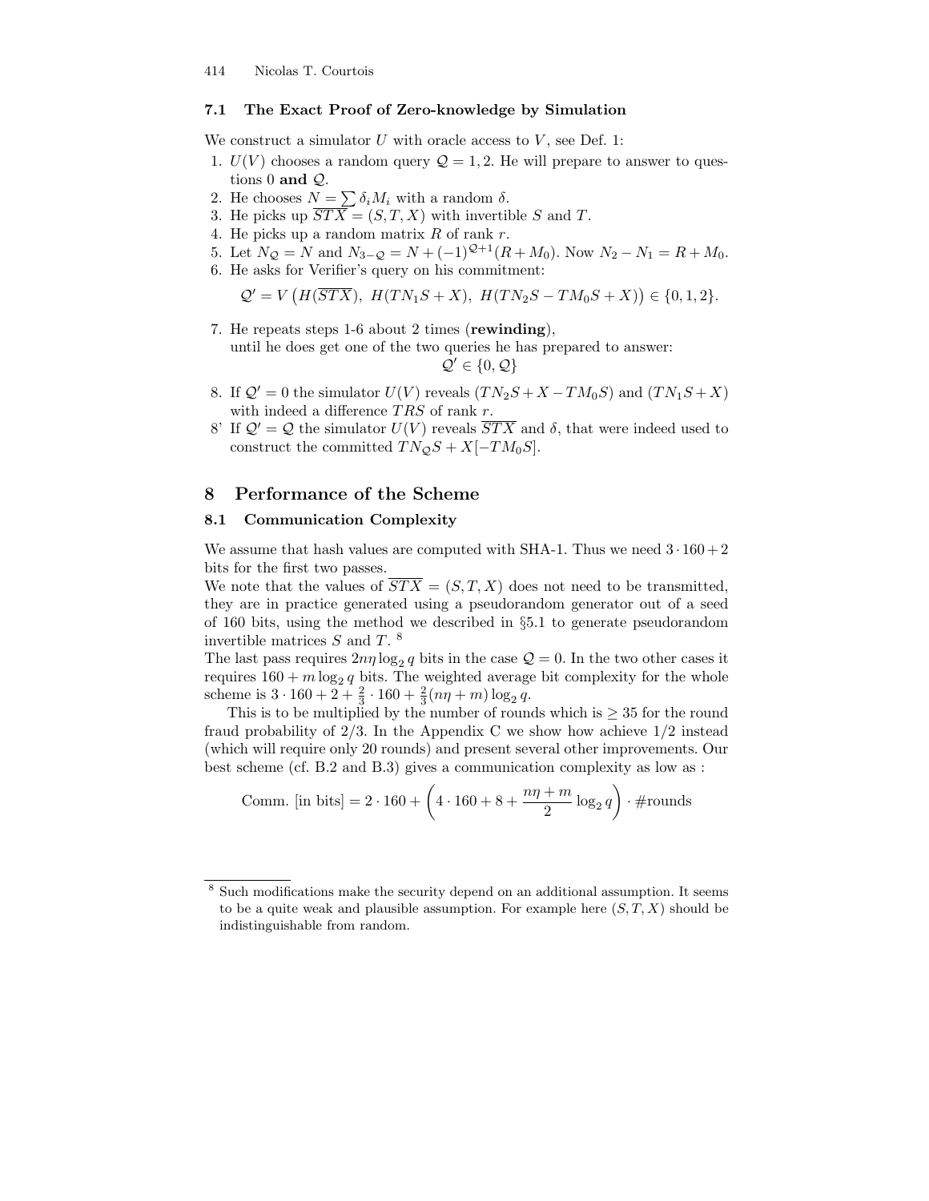### 7.1 The Exact Proof of Zero-knowledge by Simulation

We construct a simulator $U$ with oracle access to $V$, see Def. 1:

1. $U(V)$ chooses a random query $\mathcal{Q} = 1, 2$. He will prepare to answer to questions 0 **and** $\mathcal{Q}$.
2. He chooses $N = \sum \delta_i M_i$ with a random $\delta$.
3. He picks up $\overline{STX} = (S, T, X)$ with invertible $S$ and $T$.
4. He picks up a random matrix $R$ of rank $r$.
5. Let $N_{\mathcal{Q}} = N$ and $N_{3-\mathcal{Q}} = N + (-1)^{\mathcal{Q}+1}(R + M_0)$. Now $N_2 - N_1 = R + M_0$.
6. He asks for Verifier's query on his commitment:

$$\mathcal{Q}' = V\left(H(\overline{STX}),\ H(TN_1S + X),\ H(TN_2S - TM_0S + X)\right) \in \{0, 1, 2\}.$$

7. He repeats steps 1-6 about 2 times (**rewinding**), until he does get one of the two queries he has prepared to answer:

$$\mathcal{Q}' \in \{0, \mathcal{Q}\}$$

8. If $\mathcal{Q}' = 0$ the simulator $U(V)$ reveals $(TN_2S + X - TM_0S)$ and $(TN_1S + X)$ with indeed a difference $TRS$ of rank $r$.

8' If $\mathcal{Q}' = \mathcal{Q}$ the simulator $U(V)$ reveals $\overline{STX}$ and $\delta$, that were indeed used to construct the committed $TN_{\mathcal{Q}}S + X[-TM_0S]$.

## 8 Performance of the Scheme

### 8.1 Communication Complexity

We assume that hash values are computed with SHA-1. Thus we need $3 \cdot 160 + 2$ bits for the first two passes.

We note that the values of $\overline{STX} = (S, T, X)$ does not need to be transmitted, they are in practice generated using a pseudorandom generator out of a seed of 160 bits, using the method we described in §5.1 to generate pseudorandom invertible matrices $S$ and $T$. [8]

The last pass requires $2n\eta \log_2 q$ bits in the case $\mathcal{Q} = 0$. In the two other cases it requires $160 + m \log_2 q$ bits. The weighted average bit complexity for the whole scheme is $3 \cdot 160 + 2 + \frac{2}{3} \cdot 160 + \frac{2}{3}(n\eta + m) \log_2 q$.

This is to be multiplied by the number of rounds which is $\geq 35$ for the round fraud probability of $2/3$. In the Appendix C we show how achieve $1/2$ instead (which will require only 20 rounds) and present several other improvements. Our best scheme (cf. B.2 and B.3) gives a communication complexity as low as :

$$\text{Comm. [in bits]} = 2 \cdot 160 + \left(4 \cdot 160 + 8 + \frac{n\eta + m}{2} \log_2 q\right) \cdot \#\text{rounds}$$

[8] Such modifications make the security depend on an additional assumption. It seems to be a quite weak and plausible assumption. For example here $(S, T, X)$ should be indistinguishable from random.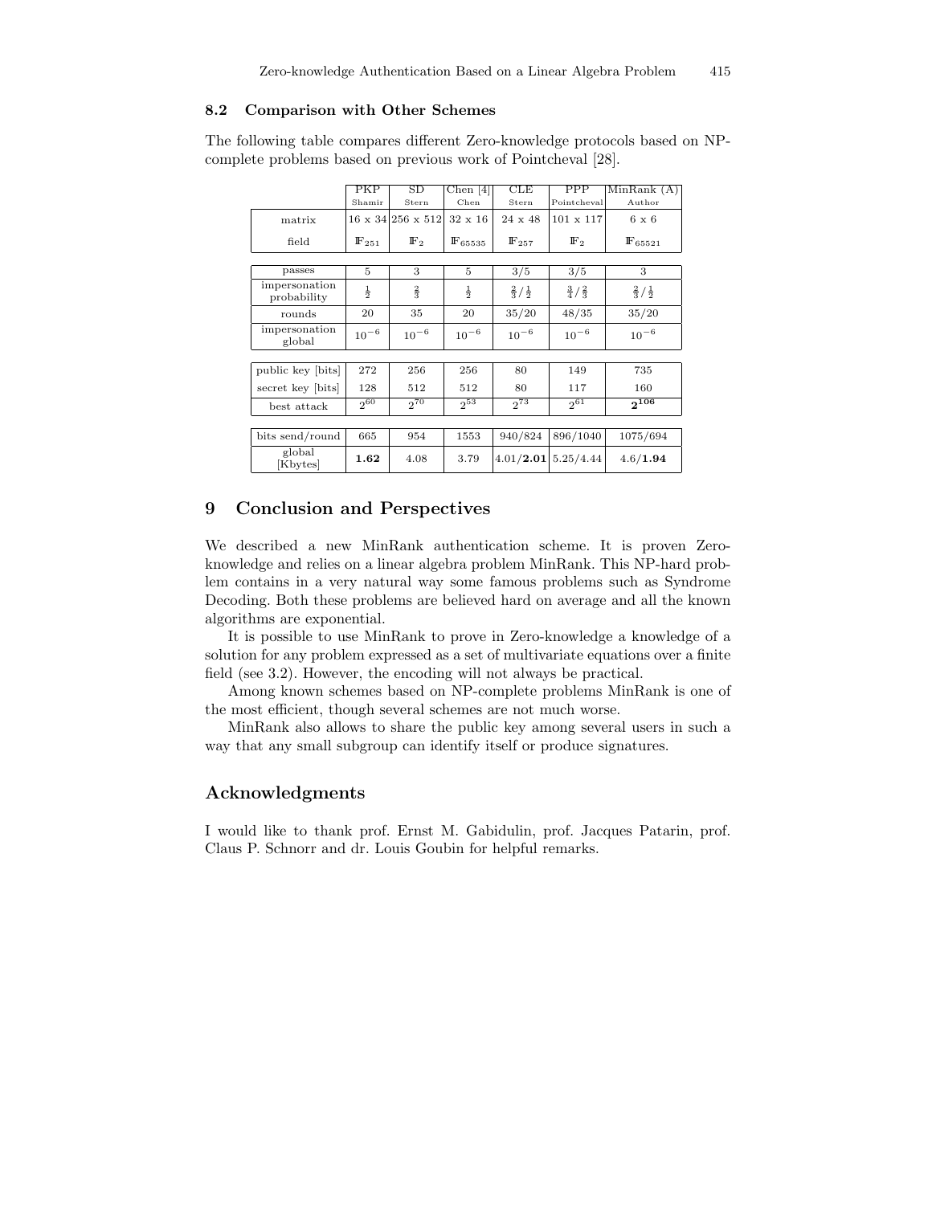### 8.2 Comparison with Other Schemes

The following table compares different Zero-knowledge protocols based on NP-complete problems based on previous work of Pointcheval [28].

| | PKP Shamir | SD Stern | Chen [4] Chen | CLE Stern | PPP Pointcheval | MinRank (A) Author |
|---|---|---|---|---|---|---|
| matrix | 16 x 34 | 256 x 512 | 32 x 16 | 24 x 48 | 101 x 117 | 6 x 6 |
| field | $\mathbb{F}_{251}$ | $\mathbb{F}_2$ | $\mathbb{F}_{65535}$ | $\mathbb{F}_{257}$ | $\mathbb{F}_2$ | $\mathbb{F}_{65521}$ |
| passes | 5 | 3 | 5 | 3/5 | 3/5 | 3 |
| impersonation probability | $\frac{1}{2}$ | $\frac{2}{3}$ | $\frac{1}{2}$ | $\frac{2}{3}/\frac{1}{2}$ | $\frac{3}{4}/\frac{2}{3}$ | $\frac{2}{3}/\frac{1}{2}$ |
| rounds | 20 | 35 | 20 | 35/20 | 48/35 | 35/20 |
| impersonation global | $10^{-6}$ | $10^{-6}$ | $10^{-6}$ | $10^{-6}$ | $10^{-6}$ | $10^{-6}$ |
| public key [bits] | 272 | 256 | 256 | 80 | 149 | 735 |
| secret key [bits] | 128 | 512 | 512 | 80 | 117 | 160 |
| best attack | $2^{60}$ | $2^{70}$ | $2^{53}$ | $2^{73}$ | $2^{61}$ | $\mathbf{2^{106}}$ |
| bits send/round | 665 | 954 | 1553 | 940/824 | 896/1040 | 1075/694 |
| global [Kbytes] | **1.62** | 4.08 | 3.79 | 4.01/**2.01** | 5.25/4.44 | 4.6/**1.94** |

## 9 Conclusion and Perspectives

We described a new MinRank authentication scheme. It is proven Zero-knowledge and relies on a linear algebra problem MinRank. This NP-hard problem contains in a very natural way some famous problems such as Syndrome Decoding. Both these problems are believed hard on average and all the known algorithms are exponential.

It is possible to use MinRank to prove in Zero-knowledge a knowledge of a solution for any problem expressed as a set of multivariate equations over a finite field (see 3.2). However, the encoding will not always be practical.

Among known schemes based on NP-complete problems MinRank is one of the most efficient, though several schemes are not much worse.

MinRank also allows to share the public key among several users in such a way that any small subgroup can identify itself or produce signatures.

## Acknowledgments

I would like to thank prof. Ernst M. Gabidulin, prof. Jacques Patarin, prof. Claus P. Schnorr and dr. Louis Goubin for helpful remarks.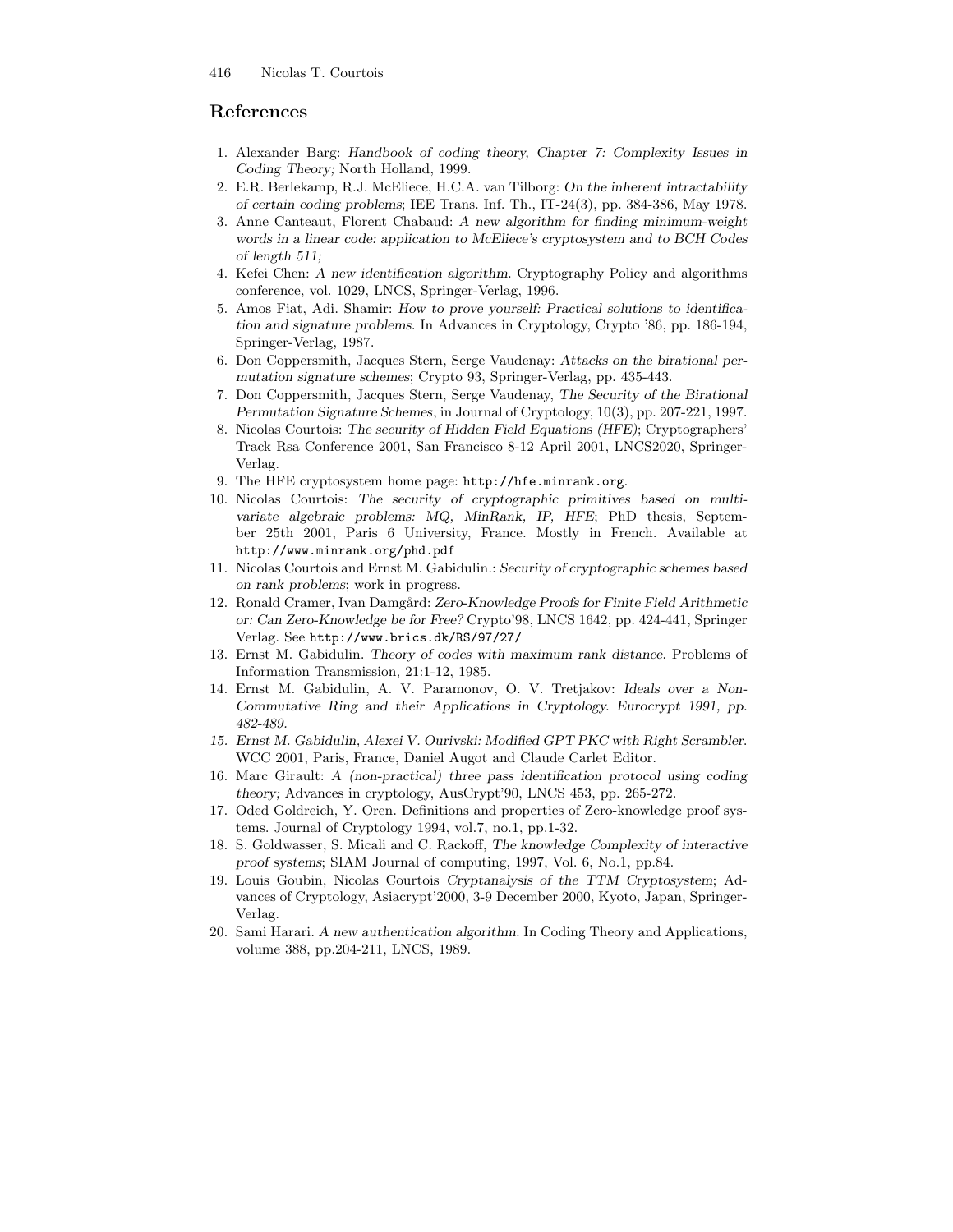## References

1. Alexander Barg: *Handbook of coding theory, Chapter 7: Complexity Issues in Coding Theory;* North Holland, 1999.
2. E.R. Berlekamp, R.J. McEliece, H.C.A. van Tilborg: *On the inherent intractability of certain coding problems*; IEE Trans. Inf. Th., IT-24(3), pp. 384-386, May 1978.
3. Anne Canteaut, Florent Chabaud: *A new algorithm for finding minimum-weight words in a linear code: application to McEliece's cryptosystem and to BCH Codes of length 511;*
4. Kefei Chen: *A new identification algorithm.* Cryptography Policy and algorithms conference, vol. 1029, LNCS, Springer-Verlag, 1996.
5. Amos Fiat, Adi. Shamir: *How to prove yourself: Practical solutions to identification and signature problems.* In Advances in Cryptology, Crypto '86, pp. 186-194, Springer-Verlag, 1987.
6. Don Coppersmith, Jacques Stern, Serge Vaudenay: *Attacks on the birational permutation signature schemes*; Crypto 93, Springer-Verlag, pp. 435-443.
7. Don Coppersmith, Jacques Stern, Serge Vaudenay, *The Security of the Birational Permutation Signature Schemes*, in Journal of Cryptology, 10(3), pp. 207-221, 1997.
8. Nicolas Courtois: *The security of Hidden Field Equations (HFE)*; Cryptographers' Track Rsa Conference 2001, San Francisco 8-12 April 2001, LNCS2020, Springer-Verlag.
9. The HFE cryptosystem home page: `http://hfe.minrank.org`.
10. Nicolas Courtois: *The security of cryptographic primitives based on multivariate algebraic problems: MQ, MinRank, IP, HFE*; PhD thesis, September 25th 2001, Paris 6 University, France. Mostly in French. Available at `http://www.minrank.org/phd.pdf`
11. Nicolas Courtois and Ernst M. Gabidulin.: *Security of cryptographic schemes based on rank problems*; work in progress.
12. Ronald Cramer, Ivan Damgård: *Zero-Knowledge Proofs for Finite Field Arithmetic or: Can Zero-Knowledge be for Free?* Crypto'98, LNCS 1642, pp. 424-441, Springer Verlag. See `http://www.brics.dk/RS/97/27/`
13. Ernst M. Gabidulin. *Theory of codes with maximum rank distance.* Problems of Information Transmission, 21:1-12, 1985.
14. Ernst M. Gabidulin, A. V. Paramonov, O. V. Tretjakov: *Ideals over a Non-Commutative Ring and their Applications in Cryptology. Eurocrypt 1991, pp. 482-489.*
15. *Ernst M. Gabidulin, Alexei V. Ourivski: Modified GPT PKC with Right Scrambler.* WCC 2001, Paris, France, Daniel Augot and Claude Carlet Editor.
16. Marc Girault: *A (non-practical) three pass identification protocol using coding theory;* Advances in cryptology, AusCrypt'90, LNCS 453, pp. 265-272.
17. Oded Goldreich, Y. Oren. Definitions and properties of Zero-knowledge proof systems. Journal of Cryptology 1994, vol.7, no.1, pp.1-32.
18. S. Goldwasser, S. Micali and C. Rackoff, *The knowledge Complexity of interactive proof systems*; SIAM Journal of computing, 1997, Vol. 6, No.1, pp.84.
19. Louis Goubin, Nicolas Courtois *Cryptanalysis of the TTM Cryptosystem*; Advances of Cryptology, Asiacrypt'2000, 3-9 December 2000, Kyoto, Japan, Springer-Verlag.
20. Sami Harari. *A new authentication algorithm.* In Coding Theory and Applications, volume 388, pp.204-211, LNCS, 1989.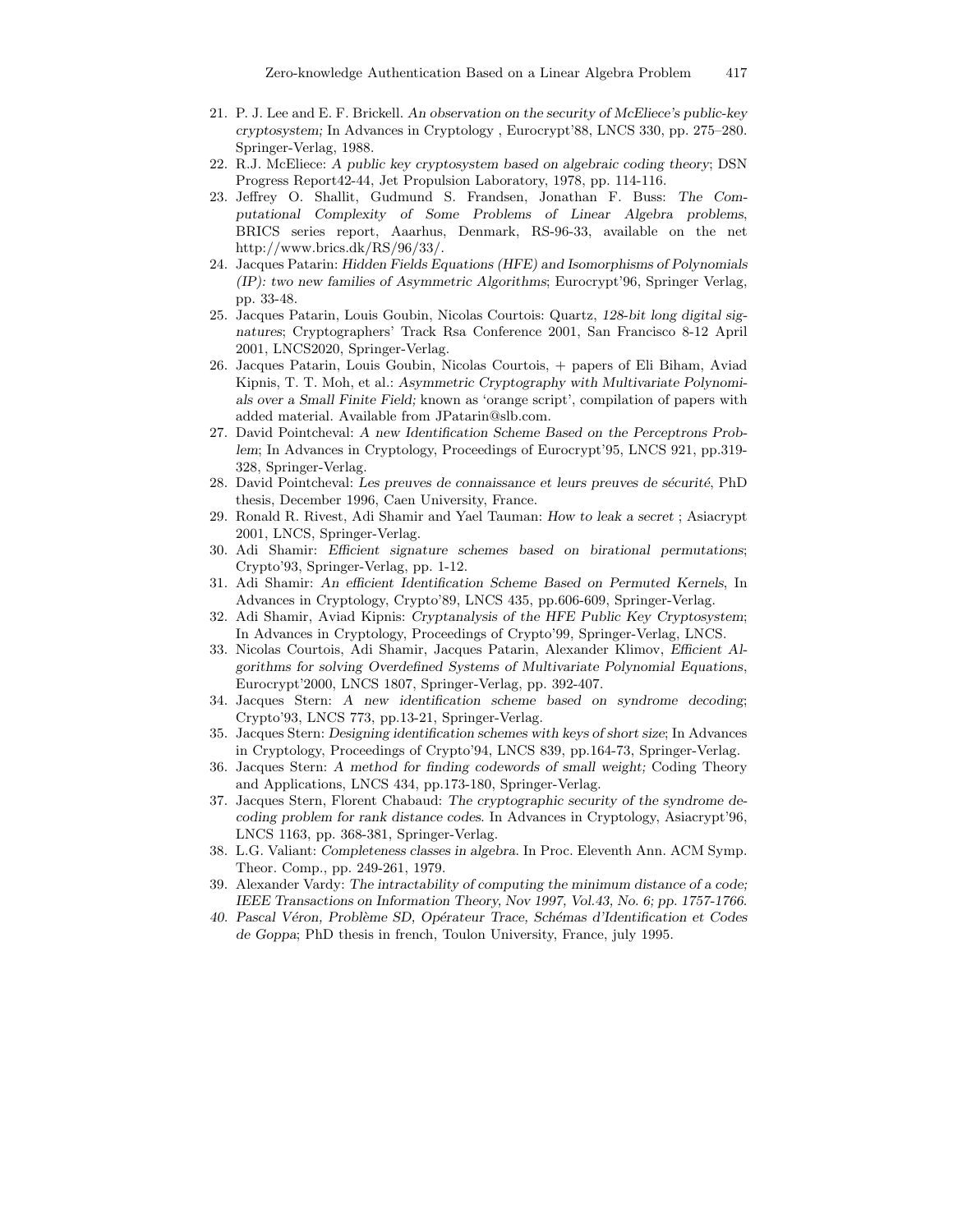21. P. J. Lee and E. F. Brickell. *An observation on the security of McEliece's public-key cryptosystem;* In Advances in Cryptology , Eurocrypt'88, LNCS 330, pp. 275–280. Springer-Verlag, 1988.
22. R.J. McEliece: *A public key cryptosystem based on algebraic coding theory*; DSN Progress Report42-44, Jet Propulsion Laboratory, 1978, pp. 114-116.
23. Jeffrey O. Shallit, Gudmund S. Frandsen, Jonathan F. Buss: *The Computational Complexity of Some Problems of Linear Algebra problems*, BRICS series report, Aaarhus, Denmark, RS-96-33, available on the net http://www.brics.dk/RS/96/33/.
24. Jacques Patarin: *Hidden Fields Equations (HFE) and Isomorphisms of Polynomials (IP): two new families of Asymmetric Algorithms*; Eurocrypt'96, Springer Verlag, pp. 33-48.
25. Jacques Patarin, Louis Goubin, Nicolas Courtois: Quartz, *128-bit long digital signatures*; Cryptographers' Track Rsa Conference 2001, San Francisco 8-12 April 2001, LNCS2020, Springer-Verlag.
26. Jacques Patarin, Louis Goubin, Nicolas Courtois, + papers of Eli Biham, Aviad Kipnis, T. T. Moh, et al.: *Asymmetric Cryptography with Multivariate Polynomials over a Small Finite Field;* known as 'orange script', compilation of papers with added material. Available from JPatarin@slb.com.
27. David Pointcheval: *A new Identification Scheme Based on the Perceptrons Problem*; In Advances in Cryptology, Proceedings of Eurocrypt'95, LNCS 921, pp.319-328, Springer-Verlag.
28. David Pointcheval: *Les preuves de connaissance et leurs preuves de sécurité*, PhD thesis, December 1996, Caen University, France.
29. Ronald R. Rivest, Adi Shamir and Yael Tauman: *How to leak a secret* ; Asiacrypt 2001, LNCS, Springer-Verlag.
30. Adi Shamir: *Efficient signature schemes based on birational permutations*; Crypto'93, Springer-Verlag, pp. 1-12.
31. Adi Shamir: *An efficient Identification Scheme Based on Permuted Kernels*, In Advances in Cryptology, Crypto'89, LNCS 435, pp.606-609, Springer-Verlag.
32. Adi Shamir, Aviad Kipnis: *Cryptanalysis of the HFE Public Key Cryptosystem*; In Advances in Cryptology, Proceedings of Crypto'99, Springer-Verlag, LNCS.
33. Nicolas Courtois, Adi Shamir, Jacques Patarin, Alexander Klimov, *Efficient Algorithms for solving Overdefined Systems of Multivariate Polynomial Equations*, Eurocrypt'2000, LNCS 1807, Springer-Verlag, pp. 392-407.
34. Jacques Stern: *A new identification scheme based on syndrome decoding*; Crypto'93, LNCS 773, pp.13-21, Springer-Verlag.
35. Jacques Stern: *Designing identification schemes with keys of short size*; In Advances in Cryptology, Proceedings of Crypto'94, LNCS 839, pp.164-73, Springer-Verlag.
36. Jacques Stern: *A method for finding codewords of small weight;* Coding Theory and Applications, LNCS 434, pp.173-180, Springer-Verlag.
37. Jacques Stern, Florent Chabaud: *The cryptographic security of the syndrome decoding problem for rank distance codes*. In Advances in Cryptology, Asiacrypt'96, LNCS 1163, pp. 368-381, Springer-Verlag.
38. L.G. Valiant: *Completeness classes in algebra*. In Proc. Eleventh Ann. ACM Symp. Theor. Comp., pp. 249-261, 1979.
39. Alexander Vardy: *The intractability of computing the minimum distance of a code; IEEE Transactions on Information Theory, Nov 1997, Vol.43, No. 6; pp. 1757-1766.*
40. *Pascal Véron, Problème SD, Opérateur Trace, Schémas d'Identification et Codes de Goppa*; PhD thesis in french, Toulon University, France, july 1995.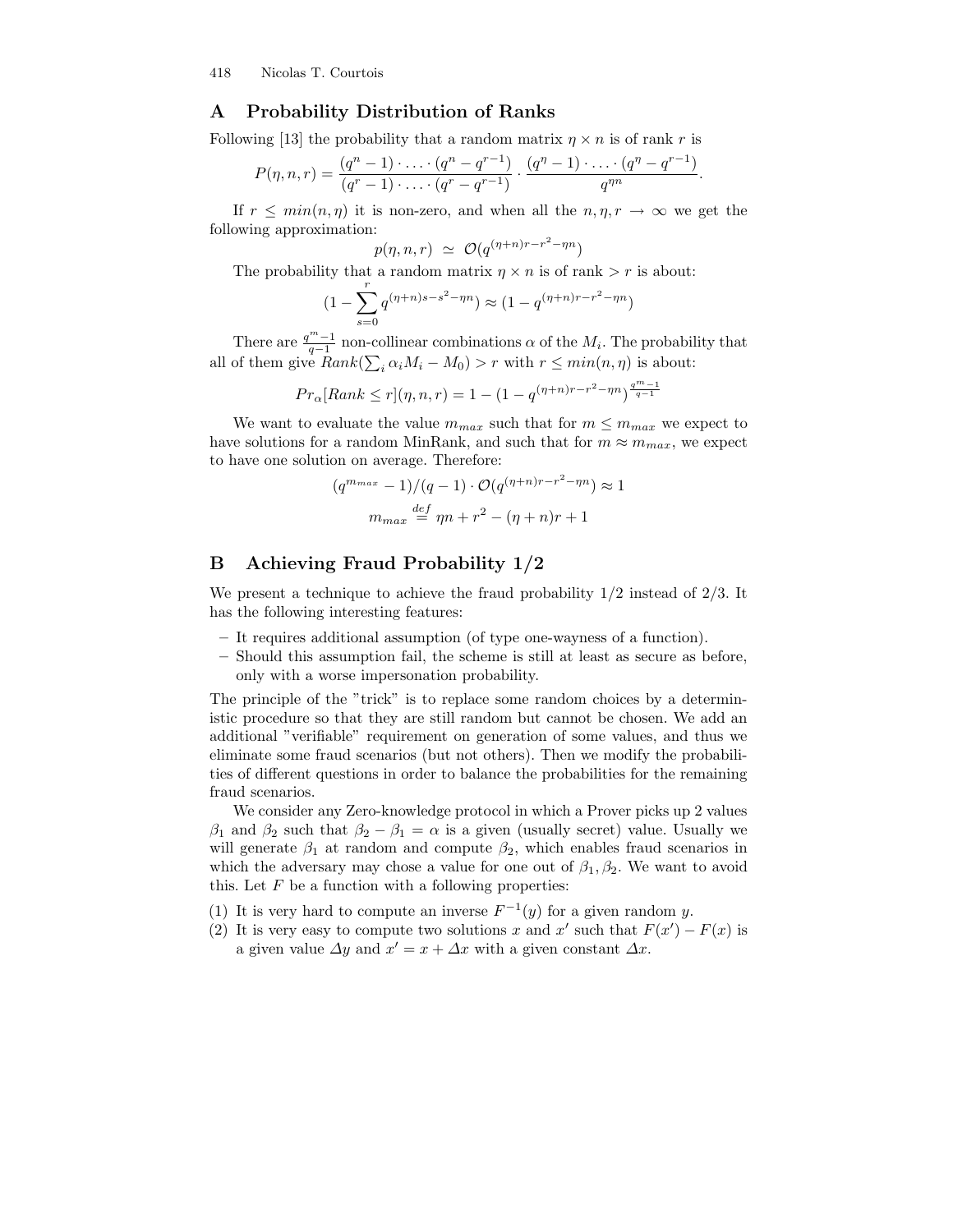## A Probability Distribution of Ranks

Following [13] the probability that a random matrix $\eta \times n$ is of rank $r$ is

$$P(\eta, n, r) = \frac{(q^n - 1) \cdot \ldots \cdot (q^n - q^{r-1})}{(q^r - 1) \cdot \ldots \cdot (q^r - q^{r-1})} \cdot \frac{(q^\eta - 1) \cdot \ldots \cdot (q^\eta - q^{r-1})}{q^{\eta n}}.$$

If $r \leq min(n, \eta)$ it is non-zero, and when all the $n, \eta, r \to \infty$ we get the following approximation:

$$p(\eta, n, r) \simeq \mathcal{O}(q^{(\eta+n)r - r^2 - \eta n})$$

The probability that a random matrix $\eta \times n$ is of rank $> r$ is about:

$$(1 - \sum_{s=0}^{r} q^{(\eta+n)s - s^2 - \eta n}) \approx (1 - q^{(\eta+n)r - r^2 - \eta n})$$

There are $\frac{q^m - 1}{q-1}$ non-collinear combinations $\alpha$ of the $M_i$. The probability that all of them give $Rank(\sum_i \alpha_i M_i - M_0) > r$ with $r \leq min(n, \eta)$ is about:

$$Pr_\alpha[Rank \leq r](\eta, n, r) = 1 - (1 - q^{(\eta+n)r - r^2 - \eta n})^{\frac{q^m - 1}{q-1}}$$

We want to evaluate the value $m_{max}$ such that for $m \leq m_{max}$ we expect to have solutions for a random MinRank, and such that for $m \approx m_{max}$, we expect to have one solution on average. Therefore:

$$(q^{m_{max}} - 1)/(q-1) \cdot \mathcal{O}(q^{(\eta+n)r - r^2 - \eta n}) \approx 1$$

$$m_{max} \stackrel{def}{=} \eta n + r^2 - (\eta + n)r + 1$$

## B Achieving Fraud Probability 1/2

We present a technique to achieve the fraud probability 1/2 instead of 2/3. It has the following interesting features:

- It requires additional assumption (of type one-wayness of a function).
- Should this assumption fail, the scheme is still at least as secure as before, only with a worse impersonation probability.

The principle of the "trick" is to replace some random choices by a deterministic procedure so that they are still random but cannot be chosen. We add an additional "verifiable" requirement on generation of some values, and thus we eliminate some fraud scenarios (but not others). Then we modify the probabilities of different questions in order to balance the probabilities for the remaining fraud scenarios.

We consider any Zero-knowledge protocol in which a Prover picks up 2 values $\beta_1$ and $\beta_2$ such that $\beta_2 - \beta_1 = \alpha$ is a given (usually secret) value. Usually we will generate $\beta_1$ at random and compute $\beta_2$, which enables fraud scenarios in which the adversary may chose a value for one out of $\beta_1, \beta_2$. We want to avoid this. Let $F$ be a function with a following properties:

(1) It is very hard to compute an inverse $F^{-1}(y)$ for a given random $y$.
(2) It is very easy to compute two solutions $x$ and $x'$ such that $F(x') - F(x)$ is a given value $\Delta y$ and $x' = x + \Delta x$ with a given constant $\Delta x$.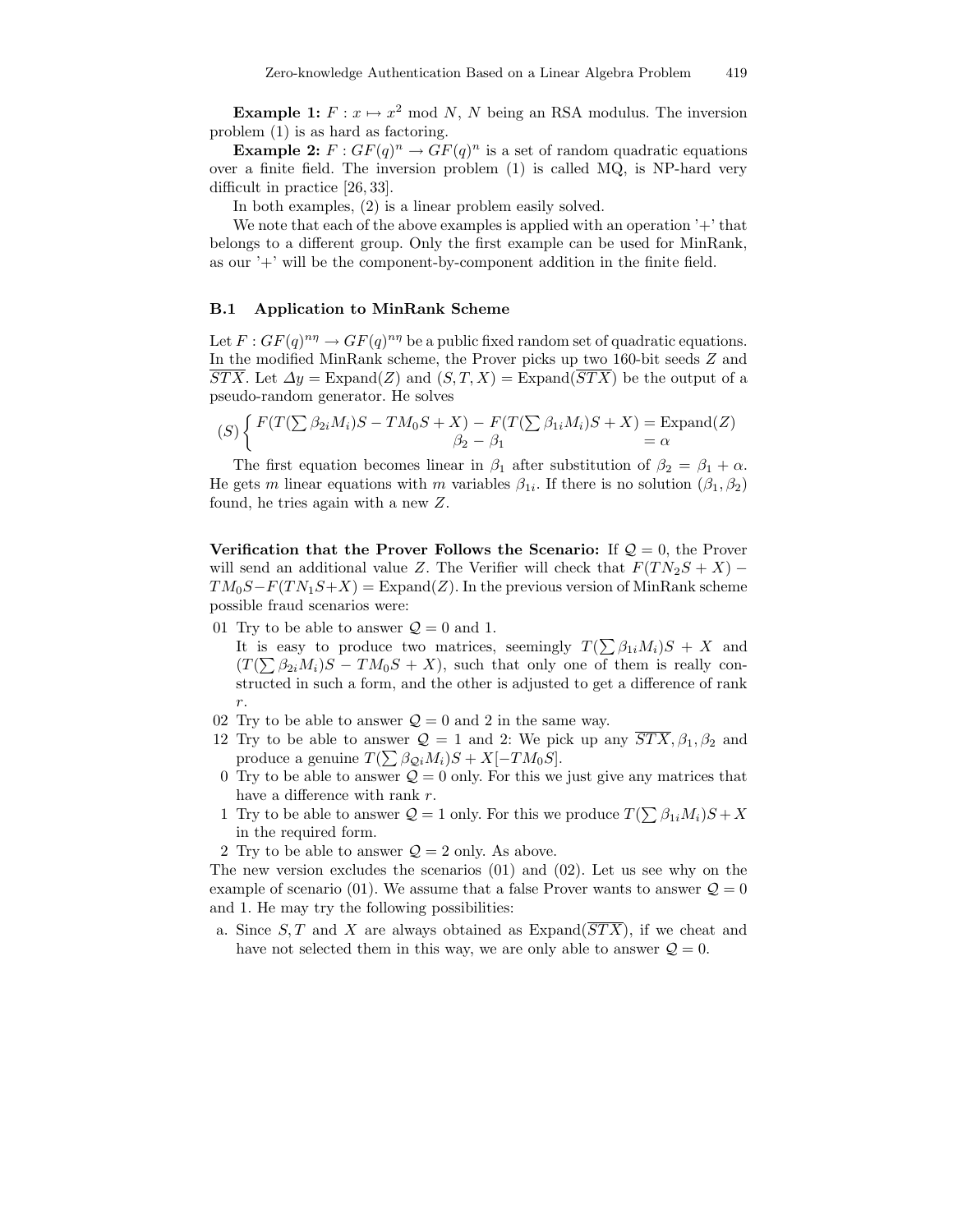**Example 1:** $F : x \mapsto x^2 \bmod N$, $N$ being an RSA modulus. The inversion problem (1) is as hard as factoring.

**Example 2:** $F : GF(q)^n \to GF(q)^n$ is a set of random quadratic equations over a finite field. The inversion problem (1) is called MQ, is NP-hard very difficult in practice [26, 33].

In both examples, (2) is a linear problem easily solved.

We note that each of the above examples is applied with an operation '+' that belongs to a different group. Only the first example can be used for MinRank, as our '+' will be the component-by-component addition in the finite field.

### B.1 Application to MinRank Scheme

Let $F : GF(q)^{n\eta} \to GF(q)^{n\eta}$ be a public fixed random set of quadratic equations. In the modified MinRank scheme, the Prover picks up two 160-bit seeds $Z$ and $\overline{STX}$. Let $\Delta y = \text{Expand}(Z)$ and $(S, T, X) = \text{Expand}(\overline{STX})$ be the output of a pseudo-random generator. He solves

$$(S) \begin{cases} F(T(\sum \beta_{2i} M_i)S - TM_0 S + X) - F(T(\sum \beta_{1i} M_i)S + X) = \text{Expand}(Z) \\ \qquad\qquad\qquad\qquad \beta_2 - \beta_1 \qquad\qquad\qquad\qquad\qquad\qquad\quad\; = \alpha \end{cases}$$

The first equation becomes linear in $\beta_1$ after substitution of $\beta_2 = \beta_1 + \alpha$. He gets $m$ linear equations with $m$ variables $\beta_{1i}$. If there is no solution $(\beta_1, \beta_2)$ found, he tries again with a new $Z$.

**Verification that the Prover Follows the Scenario:** If $\mathcal{Q} = 0$, the Prover will send an additional value $Z$. The Verifier will check that $F(TN_2S + X) - TM_0S - F(TN_1S+X) = \text{Expand}(Z)$. In the previous version of MinRank scheme possible fraud scenarios were:

- 01 Try to be able to answer $\mathcal{Q} = 0$ and 1.
  It is easy to produce two matrices, seemingly $T(\sum \beta_{1i} M_i)S + X$ and $(T(\sum \beta_{2i} M_i)S - TM_0S + X)$, such that only one of them is really constructed in such a form, and the other is adjusted to get a difference of rank $r$.
- 02 Try to be able to answer $\mathcal{Q} = 0$ and 2 in the same way.
- 12 Try to be able to answer $\mathcal{Q} = 1$ and 2: We pick up any $\overline{STX}, \beta_1, \beta_2$ and produce a genuine $T(\sum \beta_{\mathcal{Q}i} M_i)S + X[-TM_0S]$.
- 0 Try to be able to answer $\mathcal{Q} = 0$ only. For this we just give any matrices that have a difference with rank $r$.
- 1 Try to be able to answer $\mathcal{Q} = 1$ only. For this we produce $T(\sum \beta_{1i} M_i)S + X$ in the required form.
- 2 Try to be able to answer $\mathcal{Q} = 2$ only. As above.

The new version excludes the scenarios (01) and (02). Let us see why on the example of scenario (01). We assume that a false Prover wants to answer $\mathcal{Q} = 0$ and 1. He may try the following possibilities:

a. Since $S, T$ and $X$ are always obtained as $\text{Expand}(\overline{STX})$, if we cheat and have not selected them in this way, we are only able to answer $\mathcal{Q} = 0$.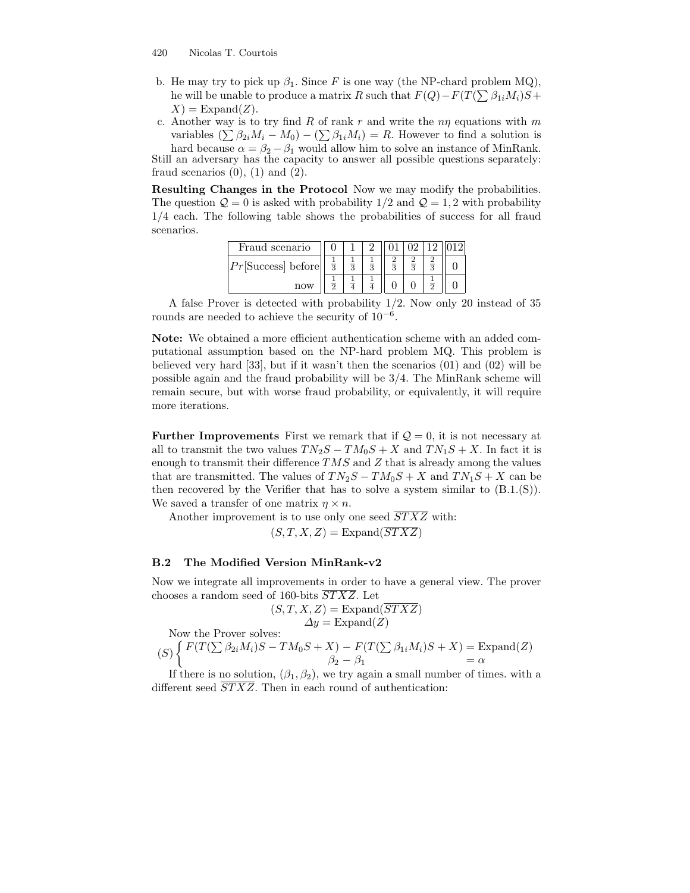b. He may try to pick up $\beta_1$. Since $F$ is one way (the NP-chard problem MQ), he will be unable to produce a matrix $R$ such that $F(Q) - F(T(\sum \beta_{1i} M_i)S + X) = \text{Expand}(Z)$.

c. Another way is to try find $R$ of rank $r$ and write the $n\eta$ equations with $m$ variables $(\sum \beta_{2i} M_i - M_0) - (\sum \beta_{1i} M_i) = R$. However to find a solution is hard because $\alpha = \beta_2 - \beta_1$ would allow him to solve an instance of MinRank.

Still an adversary has the capacity to answer all possible questions separately: fraud scenarios (0), (1) and (2).

**Resulting Changes in the Protocol** Now we may modify the probabilities. The question $\mathcal{Q} = 0$ is asked with probability 1/2 and $\mathcal{Q} = 1, 2$ with probability 1/4 each. The following table shows the probabilities of success for all fraud scenarios.

| Fraud scenario | 0 | 1 | 2 | 01 | 02 | 12 | 012 |
|---|---|---|---|---|---|---|---|
| $Pr$[Success] before | $\frac{1}{3}$ | $\frac{1}{3}$ | $\frac{1}{3}$ | $\frac{2}{3}$ | $\frac{2}{3}$ | $\frac{2}{3}$ | 0 |
| now | $\frac{1}{2}$ | $\frac{1}{4}$ | $\frac{1}{4}$ | 0 | 0 | $\frac{1}{2}$ | 0 |

A false Prover is detected with probability 1/2. Now only 20 instead of 35 rounds are needed to achieve the security of $10^{-6}$.

**Note:** We obtained a more efficient authentication scheme with an added computational assumption based on the NP-hard problem MQ. This problem is believed very hard [33], but if it wasn't then the scenarios (01) and (02) will be possible again and the fraud probability will be 3/4. The MinRank scheme will remain secure, but with worse fraud probability, or equivalently, it will require more iterations.

**Further Improvements** First we remark that if $\mathcal{Q} = 0$, it is not necessary at all to transmit the two values $TN_2S - TM_0S + X$ and $TN_1S + X$. In fact it is enough to transmit their difference $TMS$ and $Z$ that is already among the values that are transmitted. The values of $TN_2S - TM_0S + X$ and $TN_1S + X$ can be then recovered by the Verifier that has to solve a system similar to (B.1.(S)). We saved a transfer of one matrix $\eta \times n$.

Another improvement is to use only one seed $\overline{STXZ}$ with:

$$(S, T, X, Z) = \text{Expand}(\overline{STXZ})$$

### B.2 The Modified Version MinRank-v2

Now we integrate all improvements in order to have a general view. The prover chooses a random seed of 160-bits $\overline{STXZ}$. Let

$$(S, T, X, Z) = \text{Expand}(\overline{STXZ})$$
$$\Delta y = \text{Expand}(Z)$$

Now the Prover solves:

$$(S)\begin{cases} F(T(\sum \beta_{2i} M_i)S - TM_0S + X) - F(T(\sum \beta_{1i} M_i)S + X) = \text{Expand}(Z) \\ \beta_2 - \beta_1 = \alpha \end{cases}$$

If there is no solution, $(\beta_1, \beta_2)$, we try again a small number of times. with a different seed $\overline{STXZ}$. Then in each round of authentication: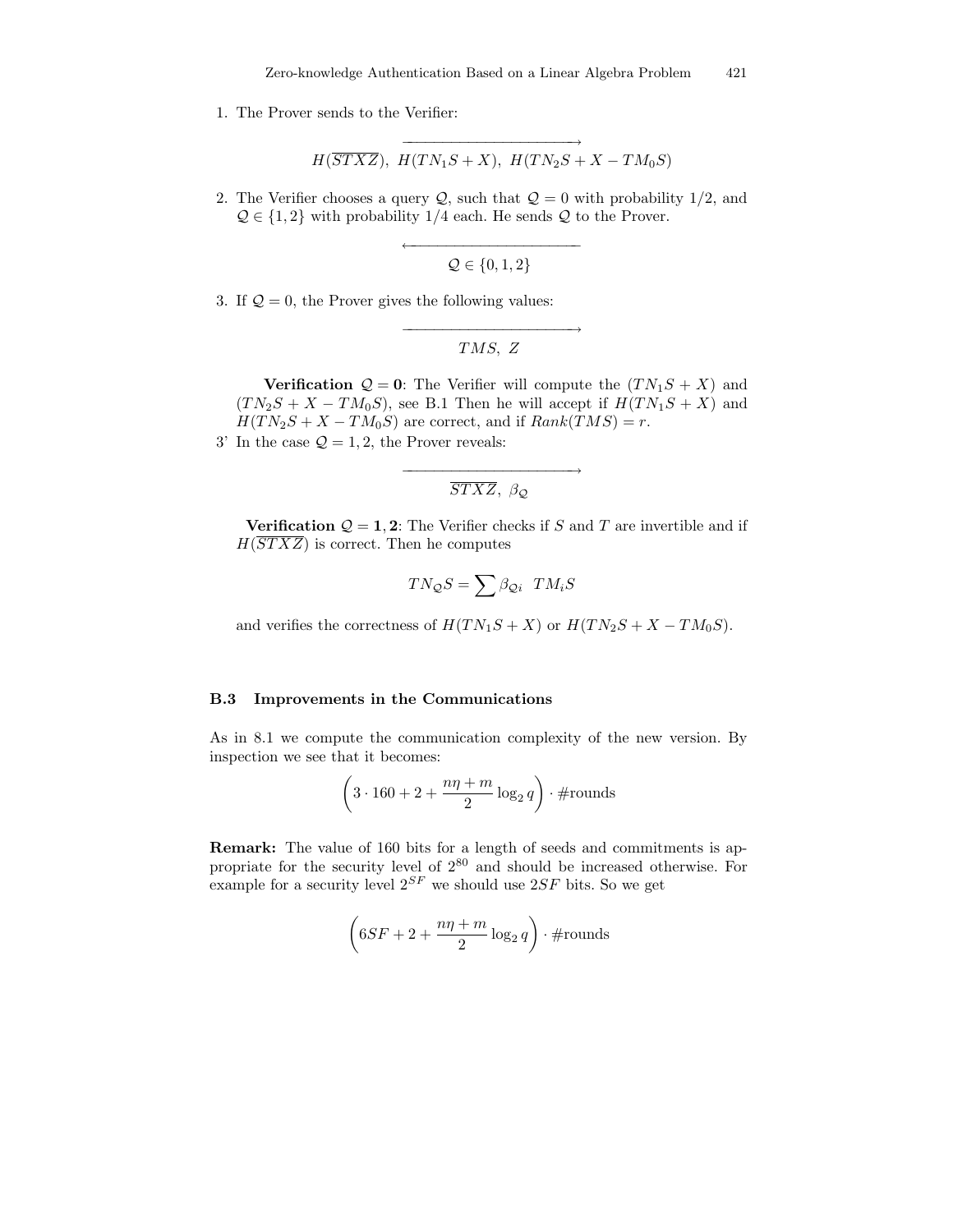1. The Prover sends to the Verifier:

$$\xrightarrow{\hspace{4cm}}$$

$$H(\overline{STXZ}),\ H(TN_1S + X),\ H(TN_2S + X - TM_0S)$$

2. The Verifier chooses a query $\mathcal{Q}$, such that $\mathcal{Q} = 0$ with probability 1/2, and $\mathcal{Q} \in \{1, 2\}$ with probability 1/4 each. He sends $\mathcal{Q}$ to the Prover.

$$\xleftarrow{\hspace{4cm}}$$

$$\mathcal{Q} \in \{0, 1, 2\}$$

3. If $\mathcal{Q} = 0$, the Prover gives the following values:

$$\xrightarrow{\hspace{4cm}}$$

$$TMS,\ Z$$

**Verification $\mathcal{Q} = 0$**: The Verifier will compute the $(TN_1S + X)$ and $(TN_2S + X - TM_0S)$, see B.1 Then he will accept if $H(TN_1S + X)$ and $H(TN_2S + X - TM_0S)$ are correct, and if $Rank(TMS) = r$.

3' In the case $\mathcal{Q} = 1, 2$, the Prover reveals:

$$\xrightarrow{\hspace{4cm}}$$

$$\overline{STXZ},\ \beta_{\mathcal{Q}}$$

**Verification $\mathcal{Q} = 1, 2$**: The Verifier checks if $S$ and $T$ are invertible and if $H(\overline{STXZ})$ is correct. Then he computes

$$TN_{\mathcal{Q}}S = \sum \beta_{\mathcal{Q}i}\ \ TM_iS$$

and verifies the correctness of $H(TN_1S + X)$ or $H(TN_2S + X - TM_0S)$.

### B.3 Improvements in the Communications

As in 8.1 we compute the communication complexity of the new version. By inspection we see that it becomes:

$$\left(3 \cdot 160 + 2 + \frac{n\eta + m}{2} \log_2 q\right) \cdot \#\text{rounds}$$

**Remark:** The value of 160 bits for a length of seeds and commitments is appropriate for the security level of $2^{80}$ and should be increased otherwise. For example for a security level $2^{SF}$ we should use $2SF$ bits. So we get

$$\left(6SF + 2 + \frac{n\eta + m}{2} \log_2 q\right) \cdot \#\text{rounds}$$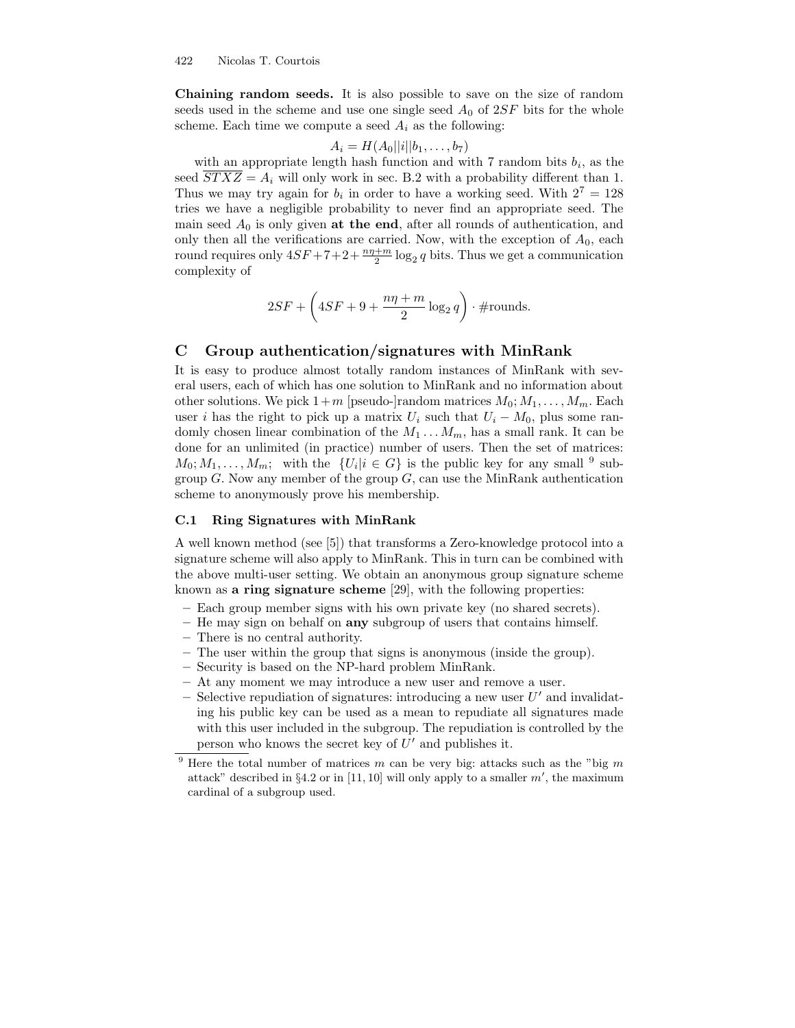**Chaining random seeds.** It is also possible to save on the size of random seeds used in the scheme and use one single seed $A_0$ of $2SF$ bits for the whole scheme. Each time we compute a seed $A_i$ as the following:

$$A_i = H(A_0||i||b_1, \ldots, b_7)$$

with an appropriate length hash function and with 7 random bits $b_i$, as the seed $\overline{STXZ} = A_i$ will only work in sec. B.2 with a probability different than 1. Thus we may try again for $b_i$ in order to have a working seed. With $2^7 = 128$ tries we have a negligible probability to never find an appropriate seed. The main seed $A_0$ is only given **at the end**, after all rounds of authentication, and only then all the verifications are carried. Now, with the exception of $A_0$, each round requires only $4SF+7+2+\frac{n\eta+m}{2}\log_2 q$ bits. Thus we get a communication complexity of

$$2SF + \left(4SF + 9 + \frac{n\eta + m}{2}\log_2 q\right) \cdot \#\text{rounds}.$$

## C Group authentication/signatures with MinRank

It is easy to produce almost totally random instances of MinRank with several users, each of which has one solution to MinRank and no information about other solutions. We pick $1+m$ [pseudo-]random matrices $M_0; M_1, \ldots, M_m$. Each user $i$ has the right to pick up a matrix $U_i$ such that $U_i - M_0$, plus some randomly chosen linear combination of the $M_1 \ldots M_m$, has a small rank. It can be done for an unlimited (in practice) number of users. Then the set of matrices: $M_0; M_1, \ldots, M_m$; with the $\{U_i | i \in G\}$ is the public key for any small [9] subgroup $G$. Now any member of the group $G$, can use the MinRank authentication scheme to anonymously prove his membership.

### C.1 Ring Signatures with MinRank

A well known method (see [5]) that transforms a Zero-knowledge protocol into a signature scheme will also apply to MinRank. This in turn can be combined with the above multi-user setting. We obtain an anonymous group signature scheme known as **a ring signature scheme** [29], with the following properties:

- Each group member signs with his own private key (no shared secrets).
- He may sign on behalf on **any** subgroup of users that contains himself.
- There is no central authority.
- The user within the group that signs is anonymous (inside the group).
- Security is based on the NP-hard problem MinRank.
- At any moment we may introduce a new user and remove a user.
- Selective repudiation of signatures: introducing a new user $U'$ and invalidating his public key can be used as a mean to repudiate all signatures made with this user included in the subgroup. The repudiation is controlled by the person who knows the secret key of $U'$ and publishes it.

[9] Here the total number of matrices $m$ can be very big: attacks such as the "big $m$ attack" described in §4.2 or in [11, 10] will only apply to a smaller $m'$, the maximum cardinal of a subgroup used.